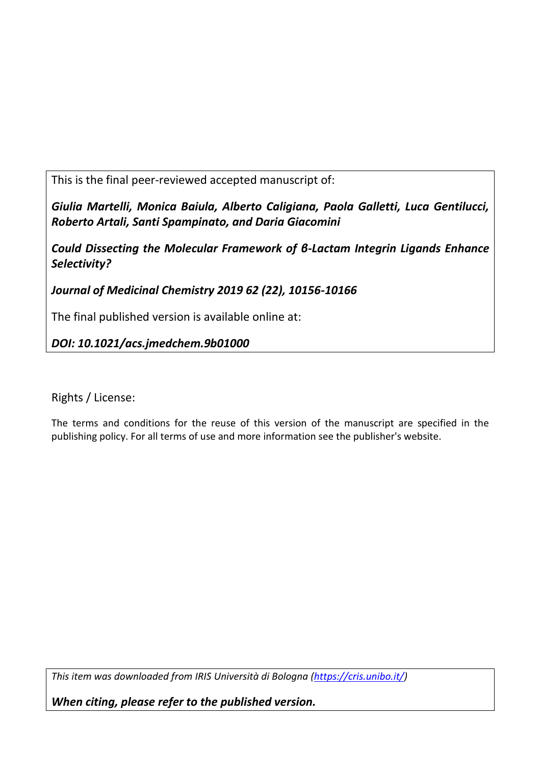This is the final peer-reviewed accepted manuscript of:

***Giulia Martelli, Monica Baiula, Alberto Caligiana, Paola Galletti, Luca Gentilucci, Roberto Artali, Santi Spampinato, and Daria Giacomini***

***Could Dissecting the Molecular Framework of β-Lactam Integrin Ligands Enhance Selectivity?***

***Journal of Medicinal Chemistry 2019 62 (22), 10156-10166***

The final published version is available online at:

***DOI: 10.1021/acs.jmedchem.9b01000***

Rights / License:

The terms and conditions for the reuse of this version of the manuscript are specified in the publishing policy. For all terms of use and more information see the publisher's website.

*This item was downloaded from IRIS Università di Bologna (https://cris.unibo.it/)*

***When citing, please refer to the published version.***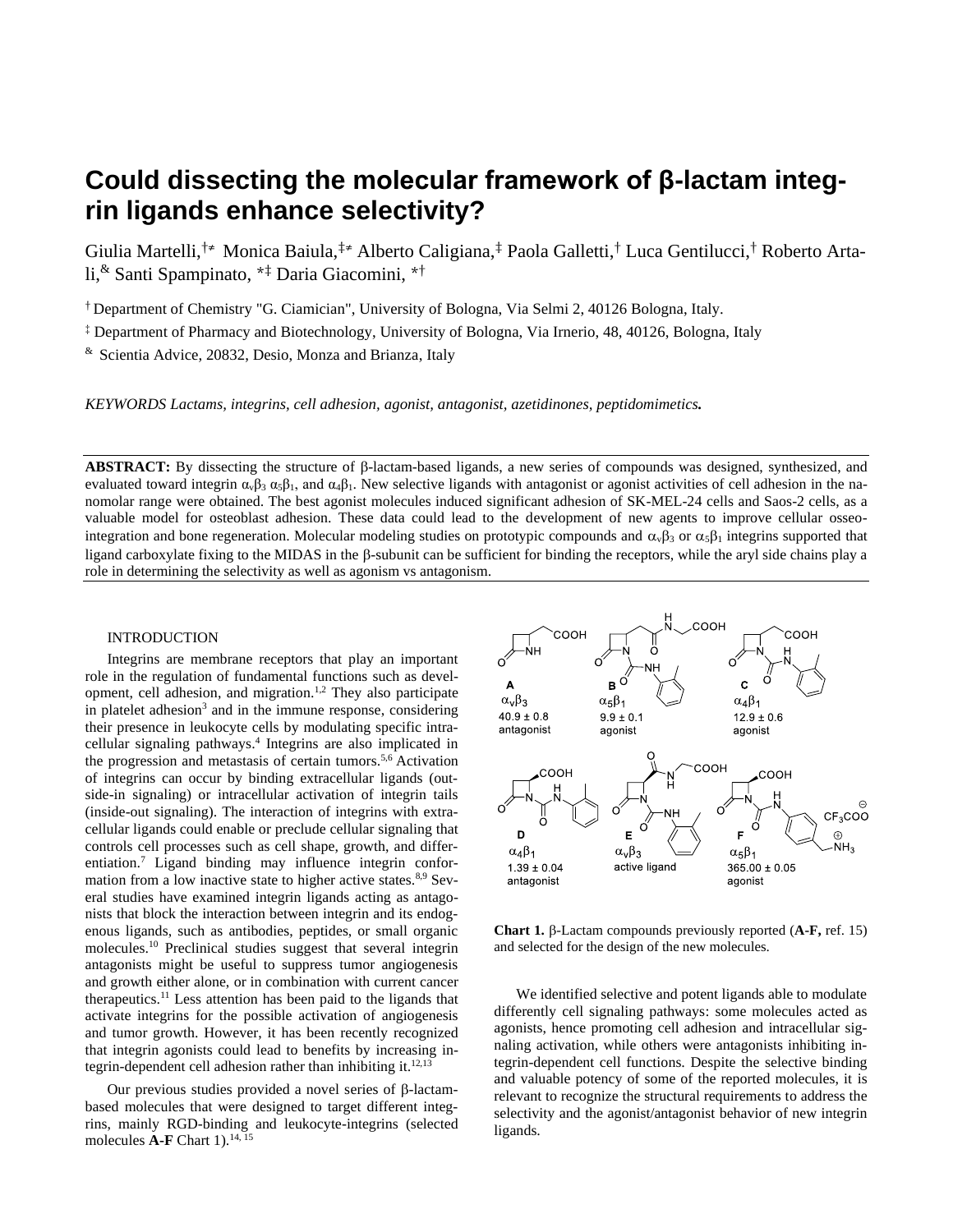# Could dissecting the molecular framework of β-lactam integrin ligands enhance selectivity?

Giulia Martelli,[†≠] Monica Baiula,[‡≠] Alberto Caligiana,[‡] Paola Galletti,[†] Luca Gentilucci,[†] Roberto Artali,[&] Santi Spampinato, *[‡] Daria Giacomini, *[†]

[†] Department of Chemistry "G. Ciamician", University of Bologna, Via Selmi 2, 40126 Bologna, Italy.

[‡] Department of Pharmacy and Biotechnology, University of Bologna, Via Irnerio, 48, 40126, Bologna, Italy

[&] Scientia Advice, 20832, Desio, Monza and Brianza, Italy

*KEYWORDS Lactams, integrins, cell adhesion, agonist, antagonist, azetidinones, peptidomimetics.*

**ABSTRACT:** By dissecting the structure of β-lactam-based ligands, a new series of compounds was designed, synthesized, and evaluated toward integrin $\alpha_v\beta_3$ $\alpha_5\beta_1$, and $\alpha_4\beta_1$. New selective ligands with antagonist or agonist activities of cell adhesion in the nanomolar range were obtained. The best agonist molecules induced significant adhesion of SK-MEL-24 cells and Saos-2 cells, as a valuable model for osteoblast adhesion. These data could lead to the development of new agents to improve cellular osseointegration and bone regeneration. Molecular modeling studies on prototypic compounds and $\alpha_v\beta_3$ or $\alpha_5\beta_1$ integrins supported that ligand carboxylate fixing to the MIDAS in the β-subunit can be sufficient for binding the receptors, while the aryl side chains play a role in determining the selectivity as well as agonism vs antagonism.

## INTRODUCTION

Integrins are membrane receptors that play an important role in the regulation of fundamental functions such as development, cell adhesion, and migration.[1,2] They also participate in platelet adhesion[3] and in the immune response, considering their presence in leukocyte cells by modulating specific intracellular signaling pathways.[4] Integrins are also implicated in the progression and metastasis of certain tumors.[5,6] Activation of integrins can occur by binding extracellular ligands (outside-in signaling) or intracellular activation of integrin tails (inside-out signaling). The interaction of integrins with extracellular ligands could enable or preclude cellular signaling that controls cell processes such as cell shape, growth, and differentiation.[7] Ligand binding may influence integrin conformation from a low inactive state to higher active states.[8,9] Several studies have examined integrin ligands acting as antagonists that block the interaction between integrin and its endogenous ligands, such as antibodies, peptides, or small organic molecules.[10] Preclinical studies suggest that several integrin antagonists might be useful to suppress tumor angiogenesis and growth either alone, or in combination with current cancer therapeutics.[11] Less attention has been paid to the ligands that activate integrins for the possible activation of angiogenesis and tumor growth. However, it has been recently recognized that integrin agonists could lead to benefits by increasing integrin-dependent cell adhesion rather than inhibiting it.[12,13]

Our previous studies provided a novel series of β-lactam-based molecules that were designed to target different integrins, mainly RGD-binding and leukocyte-integrins (selected molecules **A-F** Chart 1).[14, 15]

**A**: $\alpha_v\beta_3$, 40.9 ± 0.8, antagonist
**B**: $\alpha_5\beta_1$, 9.9 ± 0.1, agonist
**C**: $\alpha_4\beta_1$, 12.9 ± 0.6, agonist
**D**: $\alpha_4\beta_1$, 1.39 ± 0.04, antagonist
**E**: $\alpha_v\beta_3$, active ligand
**F**: $\alpha_5\beta_1$, 365.00 ± 0.05, agonist

**Chart 1.** β-Lactam compounds previously reported (**A-F,** ref. 15) and selected for the design of the new molecules.

We identified selective and potent ligands able to modulate differently cell signaling pathways: some molecules acted as agonists, hence promoting cell adhesion and intracellular signaling activation, while others were antagonists inhibiting integrin-dependent cell functions. Despite the selective binding and valuable potency of some of the reported molecules, it is relevant to recognize the structural requirements to address the selectivity and the agonist/antagonist behavior of new integrin ligands.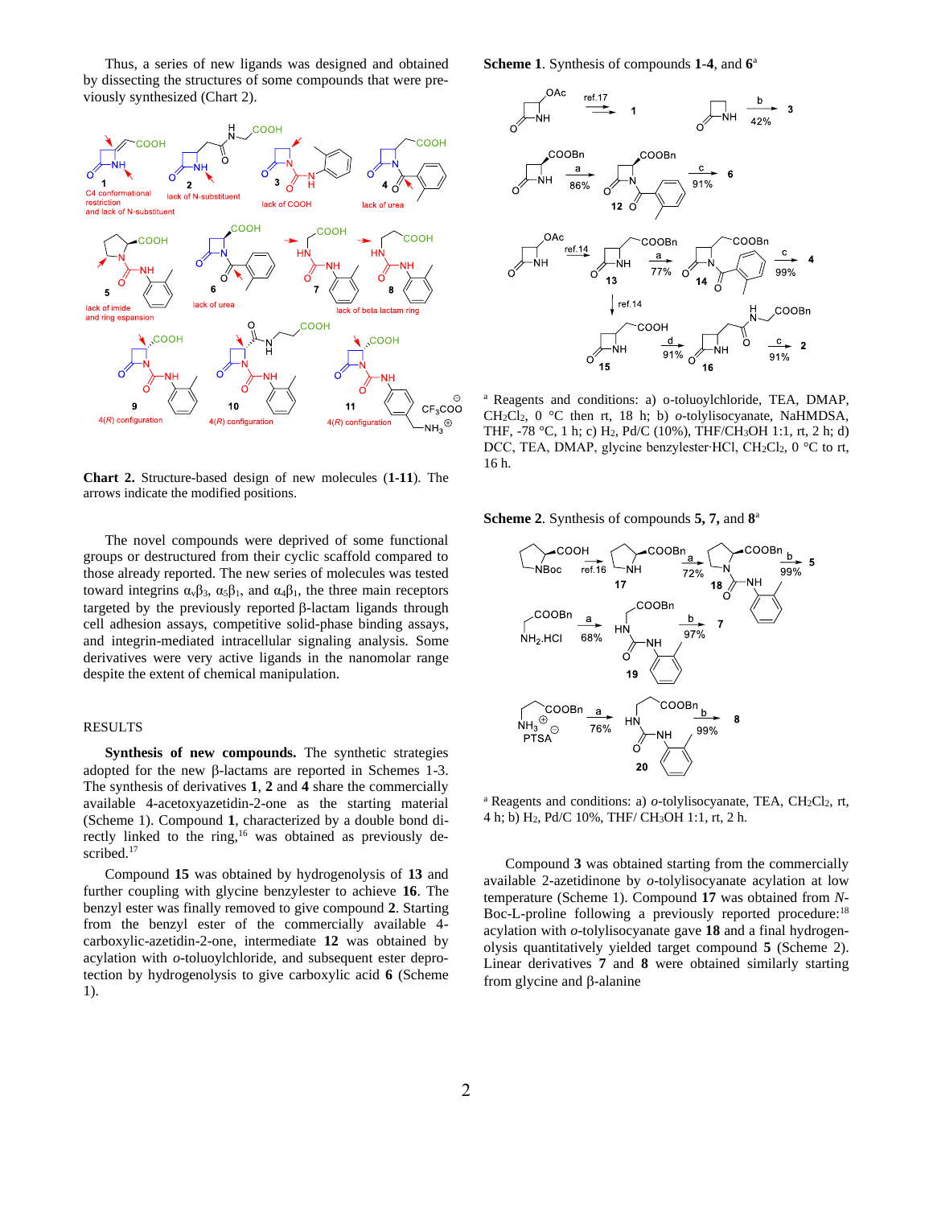Thus, a series of new ligands was designed and obtained by dissecting the structures of some compounds that were previously synthesized (Chart 2).

**Chart 2.** Structure-based design of new molecules (**1**-**11**). The arrows indicate the modified positions.

The novel compounds were deprived of some functional groups or destructured from their cyclic scaffold compared to those already reported. The new series of molecules was tested toward integrins $\alpha_v\beta_3$, $\alpha_5\beta_1$, and $\alpha_4\beta_1$, the three main receptors targeted by the previously reported β-lactam ligands through cell adhesion assays, competitive solid-phase binding assays, and integrin-mediated intracellular signaling analysis. Some derivatives were very active ligands in the nanomolar range despite the extent of chemical manipulation.

## RESULTS

**Synthesis of new compounds.** The synthetic strategies adopted for the new β-lactams are reported in Schemes 1-3. The synthesis of derivatives **1**, **2** and **4** share the commercially available 4-acetoxyazetidin-2-one as the starting material (Scheme 1). Compound **1**, characterized by a double bond directly linked to the ring,[16] was obtained as previously described.[17]

Compound **15** was obtained by hydrogenolysis of **13** and further coupling with glycine benzylester to achieve **16**. The benzyl ester was finally removed to give compound **2**. Starting from the benzyl ester of the commercially available 4-carboxylic-azetidin-2-one, intermediate **12** was obtained by acylation with *o*-toluoylchloride, and subsequent ester deprotection by hydrogenolysis to give carboxylic acid **6** (Scheme 1).

**Scheme 1**. Synthesis of compounds **1**-**4**, and **6**[a]

[a] Reagents and conditions: a) o-toluoylchloride, TEA, DMAP, $CH_2Cl_2$, 0 °C then rt, 18 h; b) *o*-tolylisocyanate, NaHMDSA, THF, -78 °C, 1 h; c) $H_2$, Pd/C (10%), THF/$CH_3OH$ 1:1, rt, 2 h; d) DCC, TEA, DMAP, glycine benzylester·HCl, $CH_2Cl_2$, 0 °C to rt, 16 h.

**Scheme 2**. Synthesis of compounds **5, 7,** and **8**[a]

[a] Reagents and conditions: a) *o*-tolylisocyanate, TEA, $CH_2Cl_2$, rt, 4 h; b) $H_2$, Pd/C 10%, THF/ $CH_3OH$ 1:1, rt, 2 h.

Compound **3** was obtained starting from the commercially available 2-azetidinone by *o*-tolylisocyanate acylation at low temperature (Scheme 1). Compound **17** was obtained from *N*-Boc-L-proline following a previously reported procedure:[18] acylation with *o*-tolylisocyanate gave **18** and a final hydrogenolysis quantitatively yielded target compound **5** (Scheme 2). Linear derivatives **7** and **8** were obtained similarly starting from glycine and β-alanine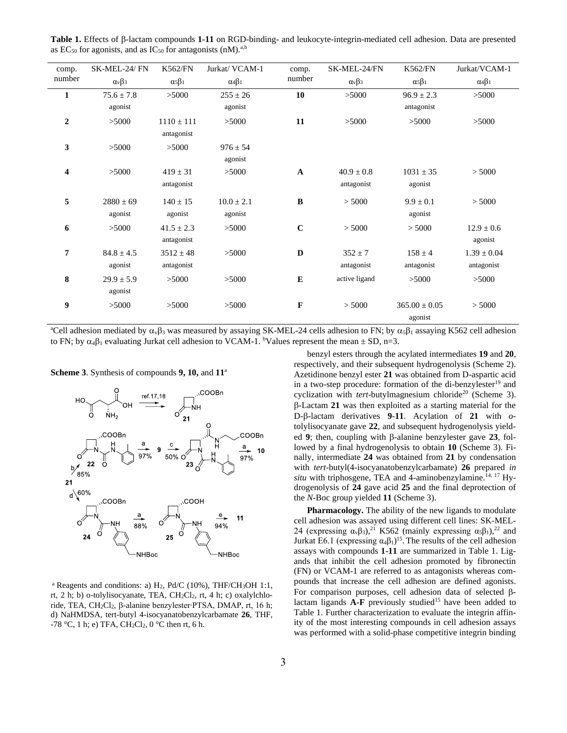**Table 1.** Effects of β-lactam compounds **1-11** on RGD-binding- and leukocyte-integrin-mediated cell adhesion. Data are presented as $EC_{50}$ for agonists, and as $IC_{50}$ for antagonists (nM).[a,b]

| comp. number | SK-MEL-24/ FN $\alpha_v\beta_3$ | K562/FN $\alpha_5\beta_1$ | Jurkat/ VCAM-1 $\alpha_4\beta_1$ | comp. number | SK-MEL-24/FN $\alpha_v\beta_3$ | K562/FN $\alpha_5\beta_1$ | Jurkat/VCAM-1 $\alpha_4\beta_1$ |
|---|---|---|---|---|---|---|---|
| **1** | 75.6 ± 7.8 agonist | >5000 | 255 ± 26 agonist | **10** | >5000 | 96.9 ± 2.3 antagonist | >5000 |
| **2** | >5000 | 1110 ± 111 antagonist | >5000 | **11** | >5000 | >5000 | >5000 |
| **3** | >5000 | >5000 | 976 ± 54 agonist | | | | |
| **4** | >5000 | 419 ± 31 antagonist | >5000 | **A** | 40.9 ± 0.8 antagonist | 1031 ± 35 agonist | > 5000 |
| **5** | 2880 ± 69 agonist | 140 ± 15 agonist | 10.0 ± 2.1 agonist | **B** | > 5000 | 9.9 ± 0.1 agonist | > 5000 |
| **6** | >5000 | 41.5 ± 2.3 antagonist | >5000 | **C** | > 5000 | > 5000 | 12.9 ± 0.6 agonist |
| **7** | 84.8 ± 4.5 agonist | 3512 ± 48 antagonist | >5000 | **D** | 352 ± 7 antagonist | 158 ± 4 antagonist | 1.39 ± 0.04 antagonist |
| **8** | 29.9 ± 5.9 agonist | >5000 | >5000 | **E** | active ligand | >5000 | >5000 |
| **9** | >5000 | >5000 | >5000 | **F** | > 5000 | 365.00 ± 0.05 agonist | > 5000 |

[a]Cell adhesion mediated by $\alpha_v\beta_3$ was measured by assaying SK-MEL-24 cells adhesion to FN; by $\alpha_5\beta_1$ assaying K562 cell adhesion to FN; by $\alpha_4\beta_1$ evaluating Jurkat cell adhesion to VCAM-1. [b]Values represent the mean ± SD, n=3.

**Scheme 3**. Synthesis of compounds **9, 10,** and **11**[a]

[a] Reagents and conditions: a) $H_2$, Pd/C (10%), THF/$CH_3OH$ 1:1, rt, 2 h; b) o-tolylisocyanate, TEA, $CH_2Cl_2$, rt, 4 h; c) oxalylchloride, TEA, $CH_2Cl_2$, β-alanine benzylester·PTSA, DMAP, rt, 16 h; d) NaHMDSA, tert-butyl 4-isocyanatobenzylcarbamate **26**, THF, -78 °C, 1 h; e) TFA, $CH_2Cl_2$, 0 °C then rt, 6 h.

benzyl esters through the acylated intermediates **19** and **20**, respectively, and their subsequent hydrogenolysis (Scheme 2). Azetidinone benzyl ester **21** was obtained from D-aspartic acid in a two-step procedure: formation of the di-benzylester[19] and cyclization with *tert*-butylmagnesium chloride[20] (Scheme 3). β-Lactam **21** was then exploited as a starting material for the D-β-lactam derivatives **9**-**11**. Acylation of **21** with *o*-tolylisocyanate gave **22**, and subsequent hydrogenolysis yielded **9**; then, coupling with β-alanine benzylester gave **23**, followed by a final hydrogenolysis to obtain **10** (Scheme 3). Finally, intermediate **24** was obtained from **21** by condensation with *tert*-butyl(4-isocyanatobenzylcarbamate) **26** prepared *in situ* with triphosgene, TEA and 4-aminobenzylamine.[14, 17] Hydrogenolysis of **24** gave acid **25** and the final deprotection of the *N*-Boc group yielded **11** (Scheme 3).

**Pharmacology.** The ability of the new ligands to modulate cell adhesion was assayed using different cell lines: SK-MEL-24 (expressing $\alpha_v\beta_3$),[21] K562 (mainly expressing $\alpha_5\beta_1$),[22] and Jurkat E6.1 (expressing $\alpha_4\beta_1$)[15]. The results of the cell adhesion assays with compounds **1**-**11** are summarized in Table 1. Ligands that inhibit the cell adhesion promoted by fibronectin (FN) or VCAM-1 are referred to as antagonists whereas compounds that increase the cell adhesion are defined agonists. For comparison purposes, cell adhesion data of selected β-lactam ligands **A-F** previously studied[15] have been added to Table 1. Further characterization to evaluate the integrin affinity of the most interesting compounds in cell adhesion assays was performed with a solid-phase competitive integrin binding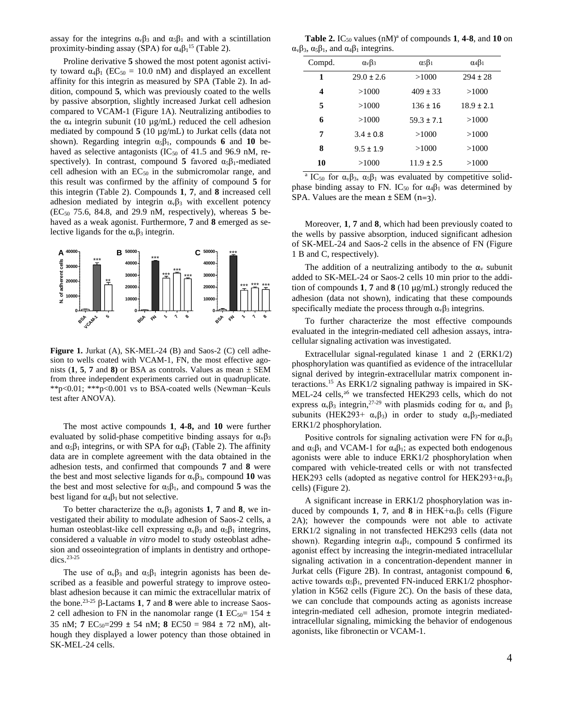assay for the integrins $\alpha_v\beta_3$ and $\alpha_5\beta_1$ and with a scintillation proximity-binding assay (SPA) for $\alpha_4\beta_1$[15] (Table 2).

Proline derivative **5** showed the most potent agonist activity toward $\alpha_4\beta_1$ ($EC_{50}$ = 10.0 nM) and displayed an excellent affinity for this integrin as measured by SPA (Table 2). In addition, compound **5**, which was previously coated to the wells by passive absorption, slightly increased Jurkat cell adhesion compared to VCAM-1 (Figure 1A). Neutralizing antibodies to the $\alpha_4$ integrin subunit (10 µg/mL) reduced the cell adhesion mediated by compound **5** (10 µg/mL) to Jurkat cells (data not shown). Regarding integrin $\alpha_5\beta_1$, compounds **6** and **10** behaved as selective antagonists ($IC_{50}$ of 41.5 and 96.9 nM, respectively). In contrast, compound **5** favored $\alpha_5\beta_1$-mediated cell adhesion with an $EC_{50}$ in the submicromolar range, and this result was confirmed by the affinity of compound **5** for this integrin (Table 2). Compounds **1**, **7**, and **8** increased cell adhesion mediated by integrin $\alpha_v\beta_3$ with excellent potency ($EC_{50}$ 75.6, 84.8, and 29.9 nM, respectively), whereas **5** behaved as a weak agonist. Furthermore, **7** and **8** emerged as selective ligands for the $\alpha_v\beta_3$ integrin.

**Figure 1.** Jurkat (A), SK-MEL-24 (B) and Saos-2 (C) cell adhesion to wells coated with VCAM-1, FN, the most effective agonists (**1**, **5**, **7** and **8)** or BSA as controls. Values as mean ± SEM from three independent experiments carried out in quadruplicate. **p<0.01; ***p<0.001 vs to BSA-coated wells (Newman−Keuls test after ANOVA).

The most active compounds **1**, **4-8,** and **10** were further evaluated by solid-phase competitive binding assays for $\alpha_v\beta_3$ and $\alpha_5\beta_1$ integrins, or with SPA for $\alpha_4\beta_1$ (Table 2). The affinity data are in complete agreement with the data obtained in the adhesion tests, and confirmed that compounds **7** and **8** were the best and most selective ligands for $\alpha_v\beta_3$, compound **10** was the best and most selective for $\alpha_5\beta_1$, and compound **5** was the best ligand for $\alpha_4\beta_1$ but not selective.

To better characterize the $\alpha_v\beta_3$ agonists **1**, **7** and **8**, we investigated their ability to modulate adhesion of Saos-2 cells, a human osteoblast-like cell expressing $\alpha_v\beta_3$ and $\alpha_5\beta_1$ integrins, considered a valuable *in vitro* model to study osteoblast adhesion and osseointegration of implants in dentistry and orthopedics.[23-25]

The use of $\alpha_v\beta_3$ and $\alpha_5\beta_1$ integrin agonists has been described as a feasible and powerful strategy to improve osteoblast adhesion because it can mimic the extracellular matrix of the bone.[23-25] β-Lactams **1**, **7** and **8** were able to increase Saos-2 cell adhesion to FN in the nanomolar range (**1** $EC_{50}$= 154 ± 35 nM; **7** $EC_{50}$=299 ± 54 nM; **8** EC50 = 984 ± 72 nM), although they displayed a lower potency than those obtained in SK-MEL-24 cells.

**Table 2.** $IC_{50}$ values (nM)[a] of compounds **1**, **4-8**, and **10** on $\alpha_v\beta_3$, $\alpha_5\beta_1$, and $\alpha_4\beta_1$ integrins.

| Compd. | $\alpha_v\beta_3$ | $\alpha_5\beta_1$ | $\alpha_4\beta_1$ |
|---|---|---|---|
| **1** | 29.0 ± 2.6 | >1000 | 294 ± 28 |
| **4** | >1000 | 409 ± 33 | >1000 |
| **5** | >1000 | 136 ± 16 | 18.9 ± 2.1 |
| **6** | >1000 | 59.3 ± 7.1 | >1000 |
| **7** | 3.4 ± 0.8 | >1000 | >1000 |
| **8** | 9.5 ± 1.9 | >1000 | >1000 |
| **10** | >1000 | 11.9 ± 2.5 | >1000 |

[a] $IC_{50}$ for $\alpha_v\beta_3$, $\alpha_5\beta_1$ was evaluated by competitive solid-phase binding assay to FN. $IC_{50}$ for $\alpha_4\beta_1$ was determined by SPA. Values are the mean ± SEM (n=3).

Moreover, **1**, **7** and **8**, which had been previously coated to the wells by passive absorption, induced significant adhesion of SK-MEL-24 and Saos-2 cells in the absence of FN (Figure 1 B and C, respectively).

The addition of a neutralizing antibody to the $\alpha_v$ subunit added to SK-MEL-24 or Saos-2 cells 10 min prior to the addition of compounds **1**, **7** and **8** (10 µg/mL) strongly reduced the adhesion (data not shown), indicating that these compounds specifically mediate the process through $\alpha_v\beta_3$ integrins.

To further characterize the most effective compounds evaluated in the integrin-mediated cell adhesion assays, intracellular signaling activation was investigated.

Extracellular signal-regulated kinase 1 and 2 (ERK1/2) phosphorylation was quantified as evidence of the intracellular signal derived by integrin-extracellular matrix component interactions.[15] As ERK1/2 signaling pathway is impaired in SK-MEL-24 cells,[26] we transfected HEK293 cells, which do not express $\alpha_v\beta_3$ integrin,[27-29] with plasmids coding for $\alpha_v$ and $\beta_3$ subunits (HEK293+ $\alpha_v\beta_3$) in order to study $\alpha_v\beta_3$-mediated ERK1/2 phosphorylation.

Positive controls for signaling activation were FN for $\alpha_v\beta_3$ and $\alpha_5\beta_1$ and VCAM-1 for $\alpha_4\beta_1$; as expected both endogenous agonists were able to induce ERK1/2 phosphorylation when compared with vehicle-treated cells or with not transfected HEK293 cells (adopted as negative control for HEK293+$\alpha_v\beta_3$ cells) (Figure 2).

A significant increase in ERK1/2 phosphorylation was induced by compounds **1**, **7**, and **8** in HEK+$\alpha_v\beta_3$ cells (Figure 2A); however the compounds were not able to activate ERK1/2 signaling in not transfected HEK293 cells (data not shown). Regarding integrin $\alpha_4\beta_1$, compound **5** confirmed its agonist effect by increasing the integrin-mediated intracellular signaling activation in a concentration-dependent manner in Jurkat cells (Figure 2B). In contrast, antagonist compound **6**, active towards $\alpha_5\beta_1$, prevented FN-induced ERK1/2 phosphorylation in K562 cells (Figure 2C). On the basis of these data, we can conclude that compounds acting as agonists increase integrin-mediated cell adhesion, promote integrin mediated-intracellular signaling, mimicking the behavior of endogenous agonists, like fibronectin or VCAM-1.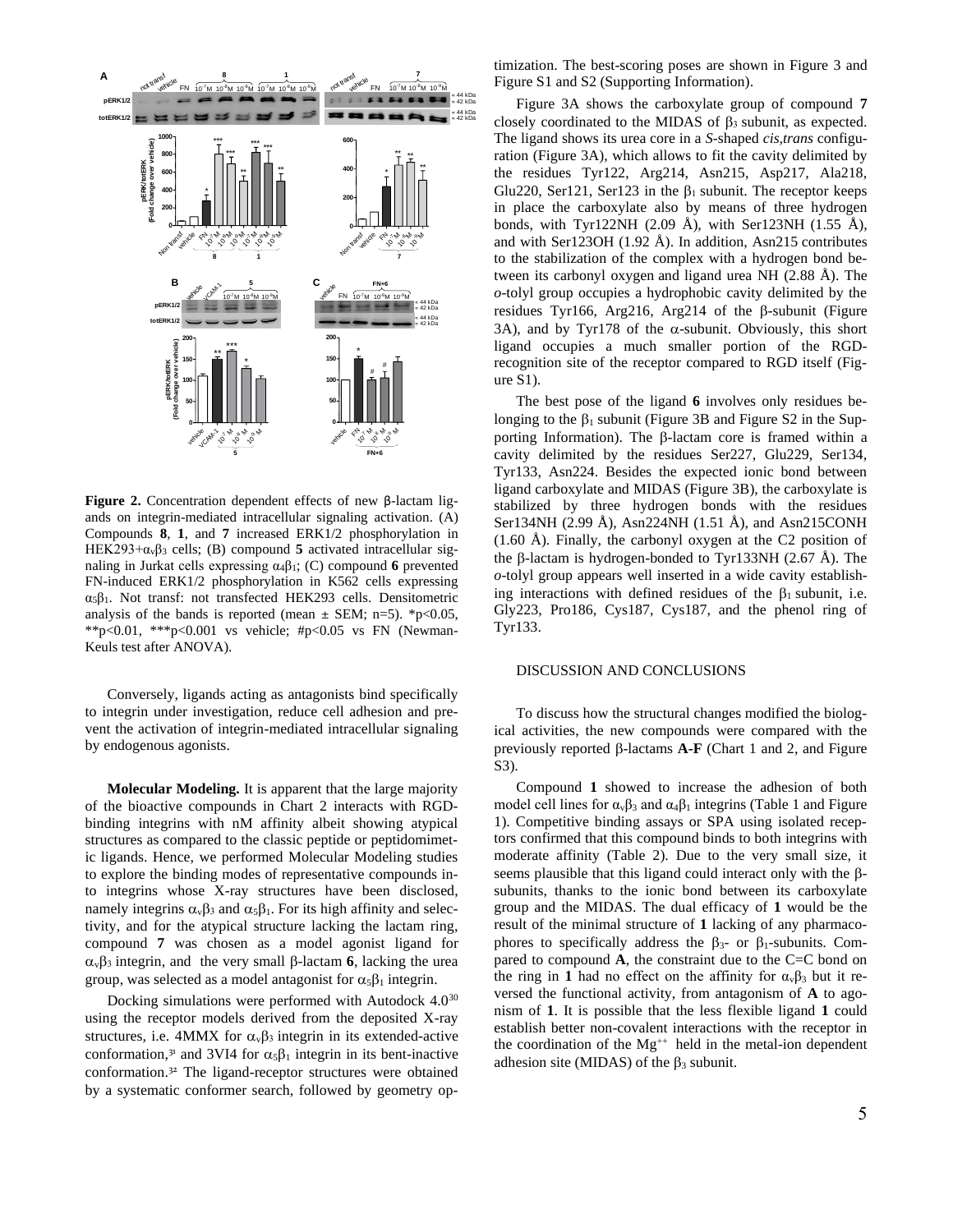**Figure 2.** Concentration dependent effects of new β-lactam ligands on integrin-mediated intracellular signaling activation. (A) Compounds **8**, **1**, and **7** increased ERK1/2 phosphorylation in HEK293+$\alpha_v\beta_3$ cells; (B) compound **5** activated intracellular signaling in Jurkat cells expressing $\alpha_4\beta_1$; (C) compound **6** prevented FN-induced ERK1/2 phosphorylation in K562 cells expressing $\alpha_5\beta_1$. Not transf: not transfected HEK293 cells. Densitometric analysis of the bands is reported (mean ± SEM; n=5). \*$p<0.05$, \*\*$p<0.01$, \*\*\*$p<0.001$ vs vehicle; #$p<0.05$ vs FN (Newman-Keuls test after ANOVA).

Conversely, ligands acting as antagonists bind specifically to integrin under investigation, reduce cell adhesion and prevent the activation of integrin-mediated intracellular signaling by endogenous agonists.

**Molecular Modeling.** It is apparent that the large majority of the bioactive compounds in Chart 2 interacts with RGD-binding integrins with nM affinity albeit showing atypical structures as compared to the classic peptide or peptidomimetic ligands. Hence, we performed Molecular Modeling studies to explore the binding modes of representative compounds into integrins whose X-ray structures have been disclosed, namely integrins $\alpha_v\beta_3$ and $\alpha_5\beta_1$. For its high affinity and selectivity, and for the atypical structure lacking the lactam ring, compound **7** was chosen as a model agonist ligand for $\alpha_v\beta_3$ integrin, and the very small β-lactam **6**, lacking the urea group, was selected as a model antagonist for $\alpha_5\beta_1$ integrin.

Docking simulations were performed with Autodock 4.0[30] using the receptor models derived from the deposited X-ray structures, i.e. 4MMX for $\alpha_v\beta_3$ integrin in its extended-active conformation,[31] and 3VI4 for $\alpha_5\beta_1$ integrin in its bent-inactive conformation.[32] The ligand-receptor structures were obtained by a systematic conformer search, followed by geometry optimization. The best-scoring poses are shown in Figure 3 and Figure S1 and S2 (Supporting Information).

Figure 3A shows the carboxylate group of compound **7** closely coordinated to the MIDAS of $\beta_3$ subunit, as expected. The ligand shows its urea core in a *S*-shaped *cis,trans* configuration (Figure 3A), which allows to fit the cavity delimited by the residues Tyr122, Arg214, Asn215, Asp217, Ala218, Glu220, Ser121, Ser123 in the $\beta_1$ subunit. The receptor keeps in place the carboxylate also by means of three hydrogen bonds, with Tyr122NH (2.09 Å), with Ser123NH (1.55 Å), and with Ser123OH (1.92 Å). In addition, Asn215 contributes to the stabilization of the complex with a hydrogen bond between its carbonyl oxygen and ligand urea NH (2.88 Å). The *o*-tolyl group occupies a hydrophobic cavity delimited by the residues Tyr166, Arg216, Arg214 of the β-subunit (Figure 3A), and by Tyr178 of the α-subunit. Obviously, this short ligand occupies a much smaller portion of the RGD-recognition site of the receptor compared to RGD itself (Figure S1).

The best pose of the ligand **6** involves only residues belonging to the $\beta_1$ subunit (Figure 3B and Figure S2 in the Supporting Information). The β-lactam core is framed within a cavity delimited by the residues Ser227, Glu229, Ser134, Tyr133, Asn224. Besides the expected ionic bond between ligand carboxylate and MIDAS (Figure 3B), the carboxylate is stabilized by three hydrogen bonds with the residues Ser134NH (2.99 Å), Asn224NH (1.51 Å), and Asn215CONH (1.60 Å). Finally, the carbonyl oxygen at the C2 position of the β-lactam is hydrogen-bonded to Tyr133NH (2.67 Å). The *o*-tolyl group appears well inserted in a wide cavity establishing interactions with defined residues of the $\beta_1$ subunit, i.e. Gly223, Pro186, Cys187, Cys187, and the phenol ring of Tyr133.

## DISCUSSION AND CONCLUSIONS

To discuss how the structural changes modified the biological activities, the new compounds were compared with the previously reported β-lactams **A-F** (Chart 1 and 2, and Figure S3).

Compound **1** showed to increase the adhesion of both model cell lines for $\alpha_v\beta_3$ and $\alpha_4\beta_1$ integrins (Table 1 and Figure 1). Competitive binding assays or SPA using isolated receptors confirmed that this compound binds to both integrins with moderate affinity (Table 2). Due to the very small size, it seems plausible that this ligand could interact only with the β-subunits, thanks to the ionic bond between its carboxylate group and the MIDAS. The dual efficacy of **1** would be the result of the minimal structure of **1** lacking of any pharmacophores to specifically address the $\beta_3$- or $\beta_1$-subunits. Compared to compound **A**, the constraint due to the C=C bond on the ring in **1** had no effect on the affinity for $\alpha_v\beta_3$ but it reversed the functional activity, from antagonism of **A** to agonism of **1**. It is possible that the less flexible ligand **1** could establish better non-covalent interactions with the receptor in the coordination of the $Mg^{++}$ held in the metal-ion dependent adhesion site (MIDAS) of the $\beta_3$ subunit.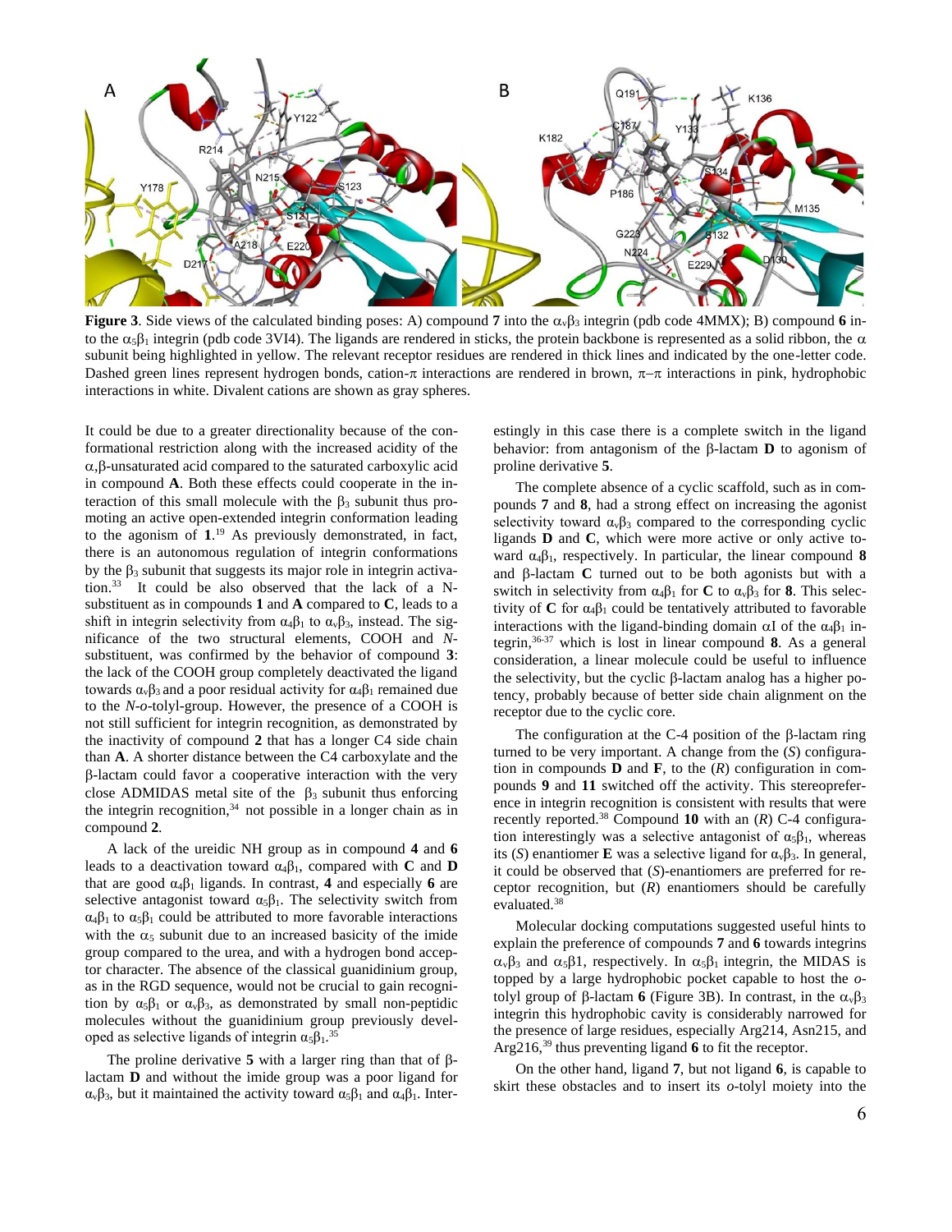**Figure 3**. Side views of the calculated binding poses: A) compound **7** into the $\alpha_v\beta_3$ integrin (pdb code 4MMX); B) compound **6** into the $\alpha_5\beta_1$ integrin (pdb code 3VI4). The ligands are rendered in sticks, the protein backbone is represented as a solid ribbon, the $\alpha$ subunit being highlighted in yellow. The relevant receptor residues are rendered in thick lines and indicated by the one-letter code. Dashed green lines represent hydrogen bonds, cation-$\pi$ interactions are rendered in brown, $\pi$–$\pi$ interactions in pink, hydrophobic interactions in white. Divalent cations are shown as gray spheres.

It could be due to a greater directionality because of the conformational restriction along with the increased acidity of the $\alpha,\beta$-unsaturated acid compared to the saturated carboxylic acid in compound **A**. Both these effects could cooperate in the interaction of this small molecule with the $\beta_3$ subunit thus promoting an active open-extended integrin conformation leading to the agonism of **1**.[19] As previously demonstrated, in fact, there is an autonomous regulation of integrin conformations by the $\beta_3$ subunit that suggests its major role in integrin activation.[33] It could be also observed that the lack of a N-substituent as in compounds **1** and **A** compared to **C**, leads to a shift in integrin selectivity from $\alpha_4\beta_1$ to $\alpha_v\beta_3$, instead. The significance of the two structural elements, COOH and *N*-substituent, was confirmed by the behavior of compound **3**: the lack of the COOH group completely deactivated the ligand towards $\alpha_v\beta_3$ and a poor residual activity for $\alpha_4\beta_1$ remained due to the *N-o*-tolyl-group. However, the presence of a COOH is not still sufficient for integrin recognition, as demonstrated by the inactivity of compound **2** that has a longer C4 side chain than **A**. A shorter distance between the C4 carboxylate and the $\beta$-lactam could favor a cooperative interaction with the very close ADMIDAS metal site of the $\beta_3$ subunit thus enforcing the integrin recognition,[34] not possible in a longer chain as in compound **2**.

A lack of the ureidic NH group as in compound **4** and **6** leads to a deactivation toward $\alpha_4\beta_1$, compared with **C** and **D** that are good $\alpha_4\beta_1$ ligands. In contrast, **4** and especially **6** are selective antagonist toward $\alpha_5\beta_1$. The selectivity switch from $\alpha_4\beta_1$ to $\alpha_5\beta_1$ could be attributed to more favorable interactions with the $\alpha_5$ subunit due to an increased basicity of the imide group compared to the urea, and with a hydrogen bond acceptor character. The absence of the classical guanidinium group, as in the RGD sequence, would not be crucial to gain recognition by $\alpha_5\beta_1$ or $\alpha_v\beta_3$, as demonstrated by small non-peptidic molecules without the guanidinium group previously developed as selective ligands of integrin $\alpha_5\beta_1$.[35]

The proline derivative **5** with a larger ring than that of $\beta$-lactam **D** and without the imide group was a poor ligand for $\alpha_v\beta_3$, but it maintained the activity toward $\alpha_5\beta_1$ and $\alpha_4\beta_1$. Interestingly in this case there is a complete switch in the ligand behavior: from antagonism of the $\beta$-lactam **D** to agonism of proline derivative **5**.

The complete absence of a cyclic scaffold, such as in compounds **7** and **8**, had a strong effect on increasing the agonist selectivity toward $\alpha_v\beta_3$ compared to the corresponding cyclic ligands **D** and **C**, which were more active or only active toward $\alpha_4\beta_1$, respectively. In particular, the linear compound **8** and $\beta$-lactam **C** turned out to be both agonists but with a switch in selectivity from $\alpha_4\beta_1$ for **C** to $\alpha_v\beta_3$ for **8**. This selectivity of **C** for $\alpha_4\beta_1$ could be tentatively attributed to favorable interactions with the ligand-binding domain $\alpha$I of the $\alpha_4\beta_1$ integrin,[36-37] which is lost in linear compound **8**. As a general consideration, a linear molecule could be useful to influence the selectivity, but the cyclic $\beta$-lactam analog has a higher potency, probably because of better side chain alignment on the receptor due to the cyclic core.

The configuration at the C-4 position of the $\beta$-lactam ring turned to be very important. A change from the (*S*) configuration in compounds **D** and **F**, to the (*R*) configuration in compounds **9** and **11** switched off the activity. This stereopreference in integrin recognition is consistent with results that were recently reported.[38] Compound **10** with an (*R*) C-4 configuration interestingly was a selective antagonist of $\alpha_5\beta_1$, whereas its (*S*) enantiomer **E** was a selective ligand for $\alpha_v\beta_3$. In general, it could be observed that (*S*)-enantiomers are preferred for receptor recognition, but (*R*) enantiomers should be carefully evaluated.[38]

Molecular docking computations suggested useful hints to explain the preference of compounds **7** and **6** towards integrins $\alpha_v\beta_3$ and $\alpha_5\beta1$, respectively. In $\alpha_5\beta_1$ integrin, the MIDAS is topped by a large hydrophobic pocket capable to host the *o*-tolyl group of $\beta$-lactam **6** (Figure 3B). In contrast, in the $\alpha_v\beta_3$ integrin this hydrophobic cavity is considerably narrowed for the presence of large residues, especially Arg214, Asn215, and Arg216,[39] thus preventing ligand **6** to fit the receptor.

On the other hand, ligand **7**, but not ligand **6**, is capable to skirt these obstacles and to insert its *o*-tolyl moiety into the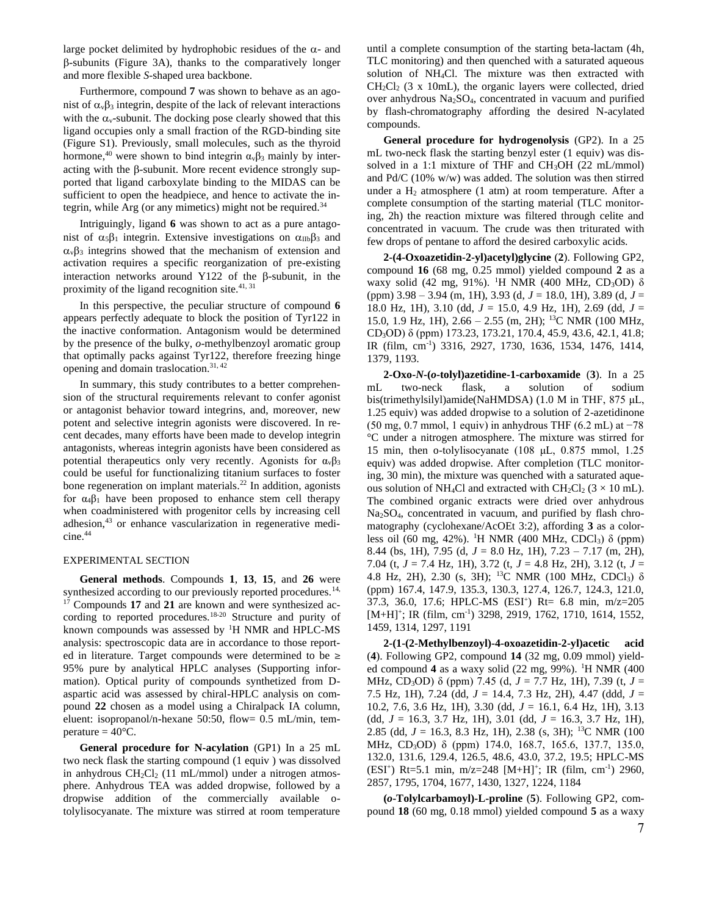large pocket delimited by hydrophobic residues of the α- and β-subunits (Figure 3A), thanks to the comparatively longer and more flexible *S*-shaped urea backbone.

Furthermore, compound **7** was shown to behave as an agonist of $\alpha_v\beta_3$ integrin, despite of the lack of relevant interactions with the $\alpha_v$-subunit. The docking pose clearly showed that this ligand occupies only a small fraction of the RGD-binding site (Figure S1). Previously, small molecules, such as the thyroid hormone,[40] were shown to bind integrin $\alpha_v\beta_3$ mainly by interacting with the β-subunit. More recent evidence strongly supported that ligand carboxylate binding to the MIDAS can be sufficient to open the headpiece, and hence to activate the integrin, while Arg (or any mimetics) might not be required.[34]

Intriguingly, ligand **6** was shown to act as a pure antagonist of $\alpha_5\beta_1$ integrin. Extensive investigations on $\alpha_{IIb}\beta_3$ and $\alpha_v\beta_3$ integrins showed that the mechanism of extension and activation requires a specific reorganization of pre-existing interaction networks around Y122 of the β-subunit, in the proximity of the ligand recognition site.[41, 31]

In this perspective, the peculiar structure of compound **6** appears perfectly adequate to block the position of Tyr122 in the inactive conformation. Antagonism would be determined by the presence of the bulky, *o*-methylbenzoyl aromatic group that optimally packs against Tyr122, therefore freezing hinge opening and domain traslocation.[31, 42]

In summary, this study contributes to a better comprehension of the structural requirements relevant to confer agonist or antagonist behavior toward integrins, and, moreover, new potent and selective integrin agonists were discovered. In recent decades, many efforts have been made to develop integrin antagonists, whereas integrin agonists have been considered as potential therapeutics only very recently. Agonists for $\alpha_v\beta_3$ could be useful for functionalizing titanium surfaces to foster bone regeneration on implant materials.[22] In addition, agonists for $\alpha_4\beta_1$ have been proposed to enhance stem cell therapy when coadministered with progenitor cells by increasing cell adhesion,[43] or enhance vascularization in regenerative medicine.[44]

## EXPERIMENTAL SECTION

**General methods**. Compounds **1**, **13**, **15**, and **26** were synthesized according to our previously reported procedures.[14, 17] Compounds **17** and **21** are known and were synthesized according to reported procedures.[18-20] Structure and purity of known compounds was assessed by $^1$H NMR and HPLC-MS analysis: spectroscopic data are in accordance to those reported in literature. Target compounds were determined to be ≥ 95% pure by analytical HPLC analyses (Supporting information). Optical purity of compounds synthesized from D-aspartic acid was assessed by chiral-HPLC analysis on compound **22** chosen as a model using a Chiralpack IA column, eluent: isopropanol/n-hexane 50:50, flow= 0.5 mL/min, temperature = 40°C.

**General procedure for N-acylation** (GP1) In a 25 mL two neck flask the starting compound (1 equiv ) was dissolved in anhydrous $CH_2Cl_2$ (11 mL/mmol) under a nitrogen atmosphere. Anhydrous TEA was added dropwise, followed by a dropwise addition of the commercially available o-tolylisocyanate. The mixture was stirred at room temperature until a complete consumption of the starting beta-lactam (4h, TLC monitoring) and then quenched with a saturated aqueous solution of $NH_4Cl$. The mixture was then extracted with $CH_2Cl_2$ (3 x 10mL), the organic layers were collected, dried over anhydrous $Na_2SO_4$, concentrated in vacuum and purified by flash-chromatography affording the desired N-acylated compounds.

**General procedure for hydrogenolysis** (GP2). In a 25 mL two-neck flask the starting benzyl ester (1 equiv) was dissolved in a 1:1 mixture of THF and $CH_3OH$ (22 mL/mmol) and Pd/C (10% w/w) was added. The solution was then stirred under a $H_2$ atmosphere (1 atm) at room temperature. After a complete consumption of the starting material (TLC monitoring, 2h) the reaction mixture was filtered through celite and concentrated in vacuum. The crude was then triturated with few drops of pentane to afford the desired carboxylic acids.

**2-(4-Oxoazetidin-2-yl)acetyl)glycine** (**2**). Following GP2, compound **16** (68 mg, 0.25 mmol) yielded compound **2** as a waxy solid (42 mg, 91%). $^1$H NMR (400 MHz, $CD_3OD$) δ (ppm) 3.98 – 3.94 (m, 1H), 3.93 (d, *J* = 18.0, 1H), 3.89 (d, *J* = 18.0 Hz, 1H), 3.10 (dd, *J* = 15.0, 4.9 Hz, 1H), 2.69 (dd, *J* = 15.0, 1.9 Hz, 1H), 2.66 – 2.55 (m, 2H); $^{13}$C NMR (100 MHz, $CD_3OD$) δ (ppm) 173.23, 173.21, 170.4, 45.9, 43.6, 42.1, 41.8; IR (film, cm$^{-1}$) 3316, 2927, 1730, 1636, 1534, 1476, 1414, 1379, 1193.

**2-Oxo-*N*-(*o*-tolyl)azetidine-1-carboxamide** (**3**). In a 25 mL two-neck flask, a solution of sodium bis(trimethylsilyl)amide(NaHMDSA) (1.0 M in THF, 875 μL, 1.25 equiv) was added dropwise to a solution of 2-azetidinone (50 mg, 0.7 mmol, 1 equiv) in anhydrous THF (6.2 mL) at −78 °C under a nitrogen atmosphere. The mixture was stirred for 15 min, then o-tolylisocyanate (108 μL, 0.875 mmol, 1.25 equiv) was added dropwise. After completion (TLC monitoring, 30 min), the mixture was quenched with a saturated aqueous solution of $NH_4Cl$ and extracted with $CH_2Cl_2$ (3 × 10 mL). The combined organic extracts were dried over anhydrous $Na_2SO_4$, concentrated in vacuum, and purified by flash chromatography (cyclohexane/AcOEt 3:2), affording **3** as a colorless oil (60 mg, 42%). $^1$H NMR (400 MHz, $CDCl_3$) δ (ppm) 8.44 (bs, 1H), 7.95 (d, *J* = 8.0 Hz, 1H), 7.23 – 7.17 (m, 2H), 7.04 (t, *J* = 7.4 Hz, 1H), 3.72 (t, *J* = 4.8 Hz, 2H), 3.12 (t, *J* = 4.8 Hz, 2H), 2.30 (s, 3H); $^{13}$C NMR (100 MHz, $CDCl_3$) δ (ppm) 167.4, 147.9, 135.3, 130.3, 127.4, 126.7, 124.3, 121.0, 37.3, 36.0, 17.6; HPLC-MS (ESI$^+$) Rt= 6.8 min, m/z=205 [M+H]$^+$; IR (film, cm$^{-1}$) 3298, 2919, 1762, 1710, 1614, 1552, 1459, 1314, 1297, 1191

**2-(1-(2-Methylbenzoyl)-4-oxoazetidin-2-yl)acetic acid** (**4**). Following GP2, compound **14** (32 mg, 0.09 mmol) yielded compound **4** as a waxy solid (22 mg, 99%). $^1$H NMR (400 MHz, $CD_3OD$) δ (ppm) 7.45 (d, *J* = 7.7 Hz, 1H), 7.39 (t, *J* = 7.5 Hz, 1H), 7.24 (dd, *J* = 14.4, 7.3 Hz, 2H), 4.47 (ddd, *J* = 10.2, 7.6, 3.6 Hz, 1H), 3.30 (dd, *J* = 16.1, 6.4 Hz, 1H), 3.13 (dd, *J* = 16.3, 3.7 Hz, 1H), 3.01 (dd, *J* = 16.3, 3.7 Hz, 1H), 2.85 (dd, *J* = 16.3, 8.3 Hz, 1H), 2.38 (s, 3H); $^{13}$C NMR (100 MHz, $CD_3OD$) δ (ppm) 174.0, 168.7, 165.6, 137.7, 135.0, 132.0, 131.6, 129.4, 126.5, 48.6, 43.0, 37.2, 19.5; HPLC-MS (ESI$^+$) Rt=5.1 min, m/z=248 [M+H]$^+$; IR (film, cm$^{-1}$) 2960, 2857, 1795, 1704, 1677, 1430, 1327, 1224, 1184

**(*o*-Tolylcarbamoyl)-L-proline** (**5**). Following GP2, compound **18** (60 mg, 0.18 mmol) yielded compound **5** as a waxy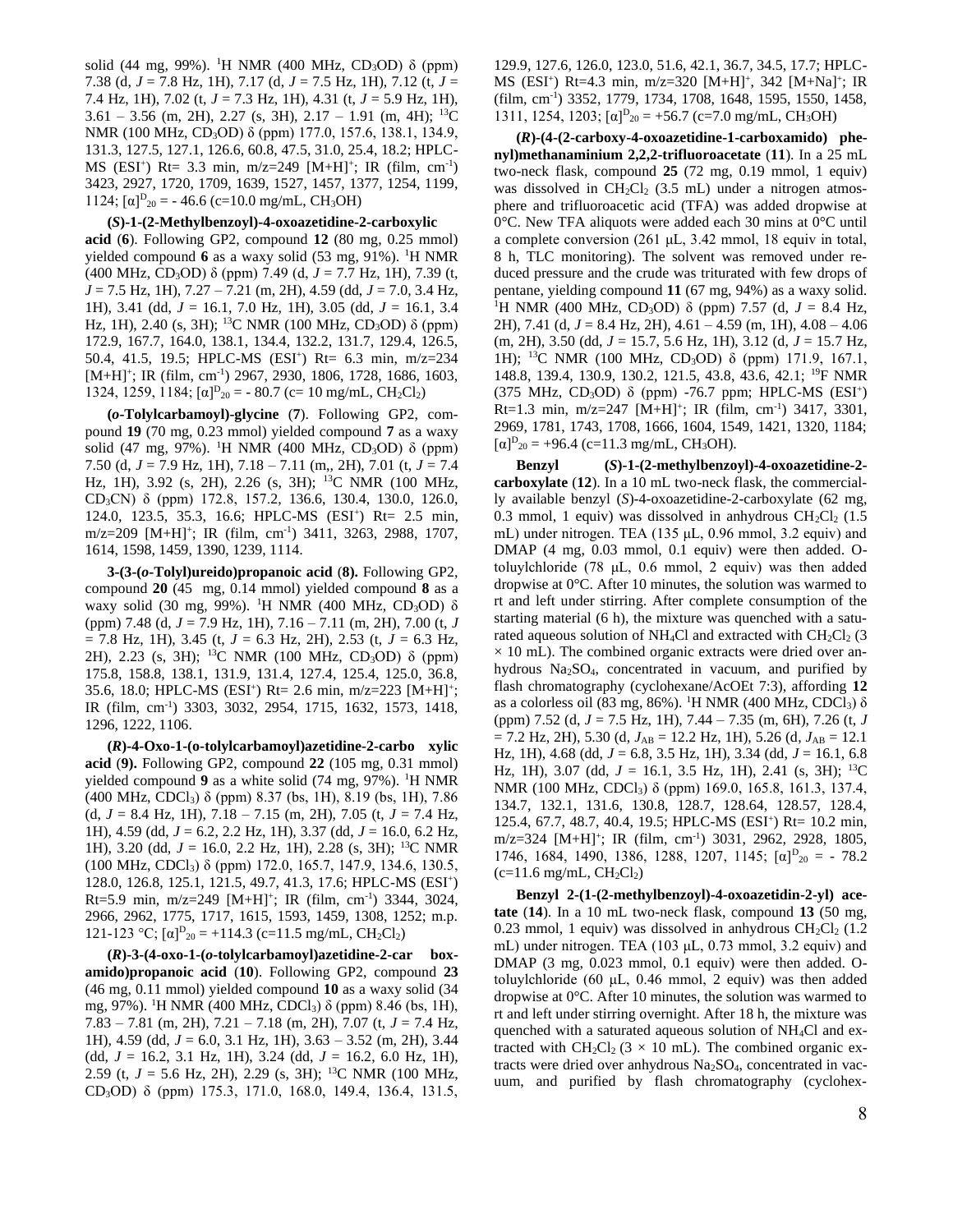solid (44 mg, 99%). $^{1}$H NMR (400 MHz, $CD_3OD$) δ (ppm) 7.38 (d, *J* = 7.8 Hz, 1H), 7.17 (d, *J* = 7.5 Hz, 1H), 7.12 (t, *J* = 7.4 Hz, 1H), 7.02 (t, *J* = 7.3 Hz, 1H), 4.31 (t, *J* = 5.9 Hz, 1H), 3.61 – 3.56 (m, 2H), 2.27 (s, 3H), 2.17 – 1.91 (m, 4H); $^{13}$C NMR (100 MHz, $CD_3OD$) δ (ppm) 177.0, 157.6, 138.1, 134.9, 131.3, 127.5, 127.1, 126.6, 60.8, 47.5, 31.0, 25.4, 18.2; HPLC-MS (ESI$^+$) Rt= 3.3 min, m/z=249 [M+H]$^+$; IR (film, cm$^{-1}$) 3423, 2927, 1720, 1709, 1639, 1527, 1457, 1377, 1254, 1199, 1124; $[\alpha]^D_{20}$ = - 46.6 (c=10.0 mg/mL, $CH_3OH$)

**(*S*)-1-(2-Methylbenzoyl)-4-oxoazetidine-2-carboxylic acid** (**6**). Following GP2, compound **12** (80 mg, 0.25 mmol) yielded compound **6** as a waxy solid (53 mg, 91%). $^{1}$H NMR (400 MHz, $CD_3OD$) δ (ppm) 7.49 (d, *J* = 7.7 Hz, 1H), 7.39 (t, *J* = 7.5 Hz, 1H), 7.27 – 7.21 (m, 2H), 4.59 (dd, *J* = 7.0, 3.4 Hz, 1H), 3.41 (dd, *J* = 16.1, 7.0 Hz, 1H), 3.05 (dd, *J* = 16.1, 3.4 Hz, 1H), 2.40 (s, 3H); $^{13}$C NMR (100 MHz, $CD_3OD$) δ (ppm) 172.9, 167.7, 164.0, 138.1, 134.4, 132.2, 131.7, 129.4, 126.5, 50.4, 41.5, 19.5; HPLC-MS (ESI$^+$) Rt= 6.3 min, m/z=234 [M+H]$^+$; IR (film, cm$^{-1}$) 2967, 2930, 1806, 1728, 1686, 1603, 1324, 1259, 1184; $[\alpha]^D_{20}$ = - 80.7 (c= 10 mg/mL, $CH_2Cl_2$)

**(*o*-Tolylcarbamoyl)-glycine** (**7**). Following GP2, compound **19** (70 mg, 0.23 mmol) yielded compound **7** as a waxy solid (47 mg, 97%). $^{1}$H NMR (400 MHz, $CD_3OD$) δ (ppm) 7.50 (d, *J* = 7.9 Hz, 1H), 7.18 – 7.11 (m,, 2H), 7.01 (t, *J* = 7.4 Hz, 1H), 3.92 (s, 2H), 2.26 (s, 3H); $^{13}$C NMR (100 MHz, $CD_3CN$) δ (ppm) 172.8, 157.2, 136.6, 130.4, 130.0, 126.0, 124.0, 123.5, 35.3, 16.6; HPLC-MS (ESI$^+$) Rt= 2.5 min, m/z=209 [M+H]$^+$; IR (film, cm$^{-1}$) 3411, 3263, 2988, 1707, 1614, 1598, 1459, 1390, 1239, 1114.

**3-(3-(*o*-Tolyl)ureido)propanoic acid** (**8**). Following GP2, compound **20** (45 mg, 0.14 mmol) yielded compound **8** as a waxy solid (30 mg, 99%). $^{1}$H NMR (400 MHz, $CD_3OD$) δ (ppm) 7.48 (d, *J* = 7.9 Hz, 1H), 7.16 – 7.11 (m, 2H), 7.00 (t, *J* = 7.8 Hz, 1H), 3.45 (t, *J* = 6.3 Hz, 2H), 2.53 (t, *J* = 6.3 Hz, 2H), 2.23 (s, 3H); $^{13}$C NMR (100 MHz, $CD_3OD$) δ (ppm) 175.8, 158.8, 138.1, 131.9, 131.4, 127.4, 125.4, 125.0, 36.8, 35.6, 18.0; HPLC-MS (ESI$^+$) Rt= 2.6 min, m/z=223 [M+H]$^+$; IR (film, cm$^{-1}$) 3303, 3032, 2954, 1715, 1632, 1573, 1418, 1296, 1222, 1106.

**(*R*)-4-Oxo-1-(o-tolylcarbamoyl)azetidine-2-carbo xylic acid** (**9**). Following GP2, compound **22** (105 mg, 0.31 mmol) yielded compound **9** as a white solid (74 mg, 97%). $^{1}$H NMR (400 MHz, $CDCl_3$) δ (ppm) 8.37 (bs, 1H), 8.19 (bs, 1H), 7.86 (d, *J* = 8.4 Hz, 1H), 7.18 – 7.15 (m, 2H), 7.05 (t, *J* = 7.4 Hz, 1H), 4.59 (dd, *J* = 6.2, 2.2 Hz, 1H), 3.37 (dd, *J* = 16.0, 6.2 Hz, 1H), 3.20 (dd, *J* = 16.0, 2.2 Hz, 1H), 2.28 (s, 3H); $^{13}$C NMR (100 MHz, $CDCl_3$) δ (ppm) 172.0, 165.7, 147.9, 134.6, 130.5, 128.0, 126.8, 125.1, 121.5, 49.7, 41.3, 17.6; HPLC-MS (ESI$^+$) Rt=5.9 min, m/z=249 [M+H]$^+$; IR (film, cm$^{-1}$) 3344, 3024, 2966, 2962, 1775, 1717, 1615, 1593, 1459, 1308, 1252; m.p. 121-123 °C; $[\alpha]^D_{20}$ = +114.3 (c=11.5 mg/mL, $CH_2Cl_2$)

**(*R*)-3-(4-oxo-1-(*o*-tolylcarbamoyl)azetidine-2-car boxamido)propanoic acid** (**10**). Following GP2, compound **23** (46 mg, 0.11 mmol) yielded compound **10** as a waxy solid (34 mg, 97%). $^{1}$H NMR (400 MHz, $CDCl_3$) δ (ppm) 8.46 (bs, 1H), 7.83 – 7.81 (m, 2H), 7.21 – 7.18 (m, 2H), 7.07 (t, *J* = 7.4 Hz, 1H), 4.59 (dd, *J* = 6.0, 3.1 Hz, 1H), 3.63 – 3.52 (m, 2H), 3.44 (dd, *J* = 16.2, 3.1 Hz, 1H), 3.24 (dd, *J* = 16.2, 6.0 Hz, 1H), 2.59 (t, *J* = 5.6 Hz, 2H), 2.29 (s, 3H); $^{13}$C NMR (100 MHz, $CD_3OD$) δ (ppm) 175.3, 171.0, 168.0, 149.4, 136.4, 131.5, 129.9, 127.6, 126.0, 123.0, 51.6, 42.1, 36.7, 34.5, 17.7; HPLC-MS (ESI$^+$) Rt=4.3 min, m/z=320 [M+H]$^+$, 342 [M+Na]$^+$; IR (film, cm$^{-1}$) 3352, 1779, 1734, 1708, 1648, 1595, 1550, 1458, 1311, 1254, 1203; $[\alpha]^D_{20}$ = +56.7 (c=7.0 mg/mL, $CH_3OH$)

**(*R*)-(4-(2-carboxy-4-oxoazetidine-1-carboxamido) phenyl)methanaminium 2,2,2-trifluoroacetate** (**11**). In a 25 mL two-neck flask, compound **25** (72 mg, 0.19 mmol, 1 equiv) was dissolved in $CH_2Cl_2$ (3.5 mL) under a nitrogen atmosphere and trifluoroacetic acid (TFA) was added dropwise at 0°C. New TFA aliquots were added each 30 mins at 0°C until a complete conversion (261 μL, 3.42 mmol, 18 equiv in total, 8 h, TLC monitoring). The solvent was removed under reduced pressure and the crude was triturated with few drops of pentane, yielding compound **11** (67 mg, 94%) as a waxy solid. $^{1}$H NMR (400 MHz, $CD_3OD$) δ (ppm) 7.57 (d, *J* = 8.4 Hz, 2H), 7.41 (d, *J* = 8.4 Hz, 2H), 4.61 – 4.59 (m, 1H), 4.08 – 4.06 (m, 2H), 3.50 (dd, *J* = 15.7, 5.6 Hz, 1H), 3.12 (d, *J* = 15.7 Hz, 1H); $^{13}$C NMR (100 MHz, $CD_3OD$) δ (ppm) 171.9, 167.1, 148.8, 139.4, 130.9, 130.2, 121.5, 43.8, 43.6, 42.1; $^{19}$F NMR (375 MHz, $CD_3OD$) δ (ppm) -76.7 ppm; HPLC-MS (ESI$^+$) Rt=1.3 min, m/z=247 [M+H]$^+$; IR (film, cm$^{-1}$) 3417, 3301, 2969, 1781, 1743, 1708, 1666, 1604, 1549, 1421, 1320, 1184; $[\alpha]^D_{20}$ = +96.4 (c=11.3 mg/mL, $CH_3OH$).

**Benzyl (*S*)-1-(2-methylbenzoyl)-4-oxoazetidine-2-carboxylate** (**12**). In a 10 mL two-neck flask, the commercially available benzyl (*S*)-4-oxoazetidine-2-carboxylate (62 mg, 0.3 mmol, 1 equiv) was dissolved in anhydrous $CH_2Cl_2$ (1.5 mL) under nitrogen. TEA (135 μL, 0.96 mmol, 3.2 equiv) and DMAP (4 mg, 0.03 mmol, 0.1 equiv) were then added. O-toluylchloride (78 μL, 0.6 mmol, 2 equiv) was then added dropwise at 0°C. After 10 minutes, the solution was warmed to rt and left under stirring. After complete consumption of the starting material (6 h), the mixture was quenched with a saturated aqueous solution of $NH_4Cl$ and extracted with $CH_2Cl_2$ (3 × 10 mL). The combined organic extracts were dried over anhydrous $Na_2SO_4$, concentrated in vacuum, and purified by flash chromatography (cyclohexane/AcOEt 7:3), affording **12** as a colorless oil (83 mg, 86%). $^{1}$H NMR (400 MHz, $CDCl_3$) δ (ppm) 7.52 (d, *J* = 7.5 Hz, 1H), 7.44 – 7.35 (m, 6H), 7.26 (t, *J* = 7.2 Hz, 2H), 5.30 (d, $J_{AB}$ = 12.2 Hz, 1H), 5.26 (d, $J_{AB}$ = 12.1 Hz, 1H), 4.68 (dd, *J* = 6.8, 3.5 Hz, 1H), 3.34 (dd, *J* = 16.1, 6.8 Hz, 1H), 3.07 (dd, *J* = 16.1, 3.5 Hz, 1H), 2.41 (s, 3H); $^{13}$C NMR (100 MHz, $CDCl_3$) δ (ppm) 169.0, 165.8, 161.3, 137.4, 134.7, 132.1, 131.6, 130.8, 128.7, 128.64, 128.57, 128.4, 125.4, 67.7, 48.7, 40.4, 19.5; HPLC-MS (ESI$^+$) Rt= 10.2 min, m/z=324 [M+H]$^+$; IR (film, cm$^{-1}$) 3031, 2962, 2928, 1805, 1746, 1684, 1490, 1386, 1288, 1207, 1145; $[\alpha]^D_{20}$ = - 78.2 (c=11.6 mg/mL, $CH_2Cl_2$)

**Benzyl 2-(1-(2-methylbenzoyl)-4-oxoazetidin-2-yl) acetate** (**14**). In a 10 mL two-neck flask, compound **13** (50 mg, 0.23 mmol, 1 equiv) was dissolved in anhydrous $CH_2Cl_2$ (1.2 mL) under nitrogen. TEA (103 μL, 0.73 mmol, 3.2 equiv) and DMAP (3 mg, 0.023 mmol, 0.1 equiv) were then added. O-toluylchloride (60 μL, 0.46 mmol, 2 equiv) was then added dropwise at 0°C. After 10 minutes, the solution was warmed to rt and left under stirring overnight. After 18 h, the mixture was quenched with a saturated aqueous solution of $NH_4Cl$ and extracted with $CH_2Cl_2$ (3 × 10 mL). The combined organic extracts were dried over anhydrous $Na_2SO_4$, concentrated in vacuum, and purified by flash chromatography (cyclohex-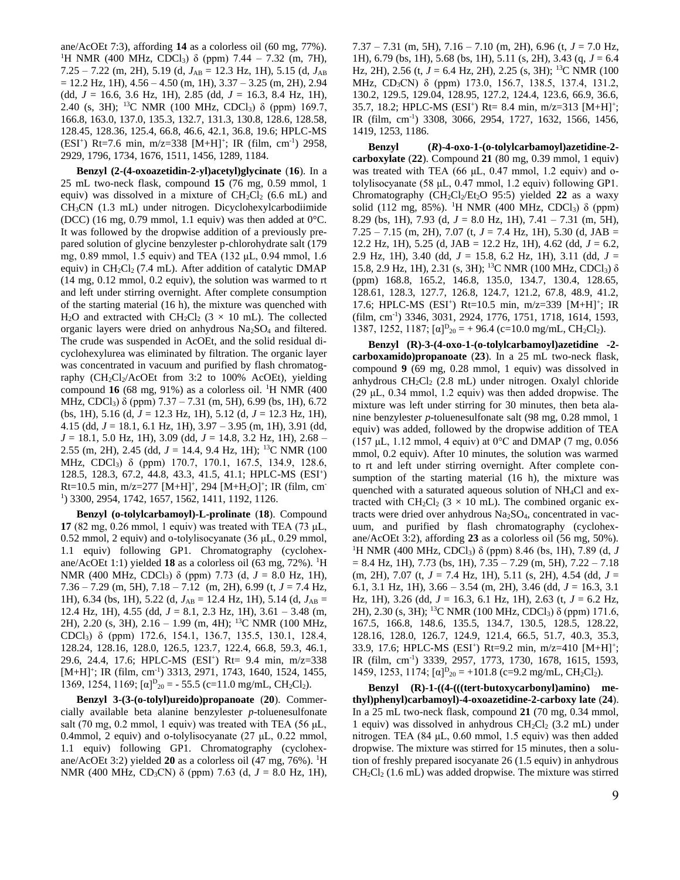ane/AcOEt 7:3), affording **14** as a colorless oil (60 mg, 77%). $^1$H NMR (400 MHz, $CDCl_3$) δ (ppm) 7.44 – 7.32 (m, 7H), 7.25 – 7.22 (m, 2H), 5.19 (d, $J_{AB}$ = 12.3 Hz, 1H), 5.15 (d, $J_{AB}$ = 12.2 Hz, 1H), 4.56 – 4.50 (m, 1H), 3.37 – 3.25 (m, 2H), 2.94 (dd, $J$ = 16.6, 3.6 Hz, 1H), 2.85 (dd, $J$ = 16.3, 8.4 Hz, 1H), 2.40 (s, 3H); $^{13}$C NMR (100 MHz, $CDCl_3$) δ (ppm) 169.7, 166.8, 163.0, 137.0, 135.3, 132.7, 131.3, 130.8, 128.6, 128.58, 128.45, 128.36, 125.4, 66.8, 46.6, 42.1, 36.8, 19.6; HPLC-MS (ESI$^+$) Rt=7.6 min, m/z=338 [M+H]$^+$; IR (film, cm$^{-1}$) 2958, 2929, 1796, 1734, 1676, 1511, 1456, 1289, 1184.

**Benzyl (2-(4-oxoazetidin-2-yl)acetyl)glycinate** (**16**). In a 25 mL two-neck flask, compound **15** (76 mg, 0.59 mmol, 1 equiv) was dissolved in a mixture of $CH_2Cl_2$ (6.6 mL) and $CH_3CN$ (1.3 mL) under nitrogen. Dicyclohexylcarbodiimide (DCC) (16 mg, 0.79 mmol, 1.1 equiv) was then added at 0°C. It was followed by the dropwise addition of a previously prepared solution of glycine benzylester p-chlorohydrate salt (179 mg, 0.89 mmol, 1.5 equiv) and TEA (132 μL, 0.94 mmol, 1.6 equiv) in $CH_2Cl_2$ (7.4 mL). After addition of catalytic DMAP (14 mg, 0.12 mmol, 0.2 equiv), the solution was warmed to rt and left under stirring overnight. After complete consumption of the starting material (16 h), the mixture was quenched with $H_2O$ and extracted with $CH_2Cl_2$ (3 × 10 mL). The collected organic layers were dried on anhydrous $Na_2SO_4$ and filtered. The crude was suspended in AcOEt, and the solid residual dicyclohexylurea was eliminated by filtration. The organic layer was concentrated in vacuum and purified by flash chromatography ($CH_2Cl_2$/AcOEt from 3:2 to 100% AcOEt), yielding compound **16** (68 mg, 91%) as a colorless oil. $^1$H NMR (400 MHz, $CDCl_3$) δ (ppm) 7.37 – 7.31 (m, 5H), 6.99 (bs, 1H), 6.72 (bs, 1H), 5.16 (d, $J$ = 12.3 Hz, 1H), 5.12 (d, $J$ = 12.3 Hz, 1H), 4.15 (dd, $J$ = 18.1, 6.1 Hz, 1H), 3.97 – 3.95 (m, 1H), 3.91 (dd, $J$ = 18.1, 5.0 Hz, 1H), 3.09 (dd, $J$ = 14.8, 3.2 Hz, 1H), 2.68 – 2.55 (m, 2H), 2.45 (dd, $J$ = 14.4, 9.4 Hz, 1H); $^{13}$C NMR (100 MHz, $CDCl_3$) δ (ppm) 170.7, 170.1, 167.5, 134.9, 128.6, 128.5, 128.3, 67.2, 44.8, 43.3, 41.5, 41.1; HPLC-MS (ESI$^+$) Rt=10.5 min, m/z=277 [M+H]$^+$, 294 [M+$H_2$O]$^+$; IR (film, cm$^{-1}$) 3300, 2954, 1742, 1657, 1562, 1411, 1192, 1126.

**Benzyl (o-tolylcarbamoyl)-L-prolinate** (**18**). Compound **17** (82 mg, 0.26 mmol, 1 equiv) was treated with TEA (73 μL, 0.52 mmol, 2 equiv) and o-tolylisocyanate (36 μL, 0.29 mmol, 1.1 equiv) following GP1. Chromatography (cyclohexane/AcOEt 1:1) yielded **18** as a colorless oil (63 mg, 72%). $^1$H NMR (400 MHz, $CDCl_3$) δ (ppm) 7.73 (d, $J$ = 8.0 Hz, 1H), 7.36 – 7.29 (m, 5H), 7.18 – 7.12 (m, 2H), 6.99 (t, $J$ = 7.4 Hz, 1H), 6.34 (bs, 1H), 5.22 (d, $J_{AB}$ = 12.4 Hz, 1H), 5.14 (d, $J_{AB}$ = 12.4 Hz, 1H), 4.55 (dd, $J$ = 8.1, 2.3 Hz, 1H), 3.61 – 3.48 (m, 2H), 2.20 (s, 3H), 2.16 – 1.99 (m, 4H); $^{13}$C NMR (100 MHz, $CDCl_3$) δ (ppm) 172.6, 154.1, 136.7, 135.5, 130.1, 128.4, 128.24, 128.16, 128.0, 126.5, 123.7, 122.4, 66.8, 59.3, 46.1, 29.6, 24.4, 17.6; HPLC-MS (ESI$^+$) Rt= 9.4 min, m/z=338 [M+H]$^+$; IR (film, cm$^{-1}$) 3313, 2971, 1743, 1640, 1524, 1455, 1369, 1254, 1169; $[\alpha]^D_{20}$ = - 55.5 (c=11.0 mg/mL, $CH_2Cl_2$).

**Benzyl 3-(3-(o-tolyl)ureido)propanoate** (**20**). Commercially available beta alanine benzylester *p*-toluenesulfonate salt (70 mg, 0.2 mmol, 1 equiv) was treated with TEA (56 μL, 0.4mmol, 2 equiv) and o-tolylisocyanate (27 μL, 0.22 mmol, 1.1 equiv) following GP1. Chromatography (cyclohexane/AcOEt 3:2) yielded **20** as a colorless oil (47 mg, 76%). $^1$H NMR (400 MHz, $CD_3CN$) δ (ppm) 7.63 (d, $J$ = 8.0 Hz, 1H), 7.37 – 7.31 (m, 5H), 7.16 – 7.10 (m, 2H), 6.96 (t, $J$ = 7.0 Hz, 1H), 6.79 (bs, 1H), 5.68 (bs, 1H), 5.11 (s, 2H), 3.43 (q, $J$ = 6.4 Hz, 2H), 2.56 (t, $J$ = 6.4 Hz, 2H), 2.25 (s, 3H); $^{13}$C NMR (100 MHz, $CD_3CN$) δ (ppm) 173.0, 156.7, 138.5, 137.4, 131.2, 130.2, 129.5, 129.04, 128.95, 127.2, 124.4, 123.6, 66.9, 36.6, 35.7, 18.2; HPLC-MS (ESI$^+$) Rt= 8.4 min, m/z=313 [M+H]$^+$; IR (film, cm$^{-1}$) 3308, 3066, 2954, 1727, 1632, 1566, 1456, 1419, 1253, 1186.

**Benzyl (*R*)-4-oxo-1-(o-tolylcarbamoyl)azetidine-2-carboxylate** (**22**). Compound **21** (80 mg, 0.39 mmol, 1 equiv) was treated with TEA (66 μL, 0.47 mmol, 1.2 equiv) and o-tolylisocyanate (58 μL, 0.47 mmol, 1.2 equiv) following GP1. Chromatography ($CH_2Cl_2$/$Et_2O$ 95:5) yielded **22** as a waxy solid (112 mg, 85%). $^1$H NMR (400 MHz, $CDCl_3$) δ (ppm) 8.29 (bs, 1H), 7.93 (d, $J$ = 8.0 Hz, 1H), 7.41 – 7.31 (m, 5H), 7.25 – 7.15 (m, 2H), 7.07 (t, $J$ = 7.4 Hz, 1H), 5.30 (d, JAB = 12.2 Hz, 1H), 5.25 (d, JAB = 12.2 Hz, 1H), 4.62 (dd, $J$ = 6.2, 2.9 Hz, 1H), 3.40 (dd, $J$ = 15.8, 6.2 Hz, 1H), 3.11 (dd, $J$ = 15.8, 2.9 Hz, 1H), 2.31 (s, 3H); $^{13}$C NMR (100 MHz, $CDCl_3$) δ (ppm) 168.8, 165.2, 146.8, 135.0, 134.7, 130.4, 128.65, 128.61, 128.3, 127.7, 126.8, 124.7, 121.2, 67.8, 48.9, 41.2, 17.6; HPLC-MS (ESI$^+$) Rt=10.5 min, m/z=339 [M+H]$^+$; IR (film, cm$^{-1}$) 3346, 3031, 2924, 1776, 1751, 1718, 1614, 1593, 1387, 1252, 1187; $[\alpha]^D_{20}$ = + 96.4 (c=10.0 mg/mL, $CH_2Cl_2$).

**Benzyl (R)-3-(4-oxo-1-(o-tolylcarbamoyl)azetidine -2-carboxamido)propanoate** (**23**). In a 25 mL two-neck flask, compound **9** (69 mg, 0.28 mmol, 1 equiv) was dissolved in anhydrous $CH_2Cl_2$ (2.8 mL) under nitrogen. Oxalyl chloride (29 μL, 0.34 mmol, 1.2 equiv) was then added dropwise. The mixture was left under stirring for 30 minutes, then beta alanine benzylester *p*-toluenesulfonate salt (98 mg, 0.28 mmol, 1 equiv) was added, followed by the dropwise addition of TEA (157 μL, 1.12 mmol, 4 equiv) at 0°C and DMAP (7 mg, 0.056 mmol, 0.2 equiv). After 10 minutes, the solution was warmed to rt and left under stirring overnight. After complete consumption of the starting material (16 h), the mixture was quenched with a saturated aqueous solution of $NH_4Cl$ and extracted with $CH_2Cl_2$ (3 × 10 mL). The combined organic extracts were dried over anhydrous $Na_2SO_4$, concentrated in vacuum, and purified by flash chromatography (cyclohexane/AcOEt 3:2), affording **23** as a colorless oil (56 mg, 50%). $^1$H NMR (400 MHz, $CDCl_3$) δ (ppm) 8.46 (bs, 1H), 7.89 (d, $J$ = 8.4 Hz, 1H), 7.73 (bs, 1H), 7.35 – 7.29 (m, 5H), 7.22 – 7.18 (m, 2H), 7.07 (t, $J$ = 7.4 Hz, 1H), 5.11 (s, 2H), 4.54 (dd, $J$ = 6.1, 3.1 Hz, 1H), 3.66 – 3.54 (m, 2H), 3.46 (dd, $J$ = 16.3, 3.1 Hz, 1H), 3.26 (dd, $J$ = 16.3, 6.1 Hz, 1H), 2.63 (t, $J$ = 6.2 Hz, 2H), 2.30 (s, 3H); $^{13}$C NMR (100 MHz, $CDCl_3$) δ (ppm) 171.6, 167.5, 166.8, 148.6, 135.5, 134.7, 130.5, 128.5, 128.22, 128.16, 128.0, 126.7, 124.9, 121.4, 66.5, 51.7, 40.3, 35.3, 33.9, 17.6; HPLC-MS (ESI$^+$) Rt=9.2 min, m/z=410 [M+H]$^+$; IR (film, cm$^{-1}$) 3339, 2957, 1773, 1730, 1678, 1615, 1593, 1459, 1253, 1174; $[\alpha]^D_{20}$ = +101.8 (c=9.2 mg/mL, $CH_2Cl_2$).

**Benzyl (R)-1-((4-(((tert-butoxycarbonyl)amino) methyl)phenyl)carbamoyl)-4-oxoazetidine-2-carboxy late** (**24**). In a 25 mL two-neck flask, compound **21** (70 mg, 0.34 mmol, 1 equiv) was dissolved in anhydrous $CH_2Cl_2$ (3.2 mL) under nitrogen. TEA (84 μL, 0.60 mmol, 1.5 equiv) was then added dropwise. The mixture was stirred for 15 minutes, then a solution of freshly prepared isocyanate 26 (1.5 equiv) in anhydrous $CH_2Cl_2$ (1.6 mL) was added dropwise. The mixture was stirred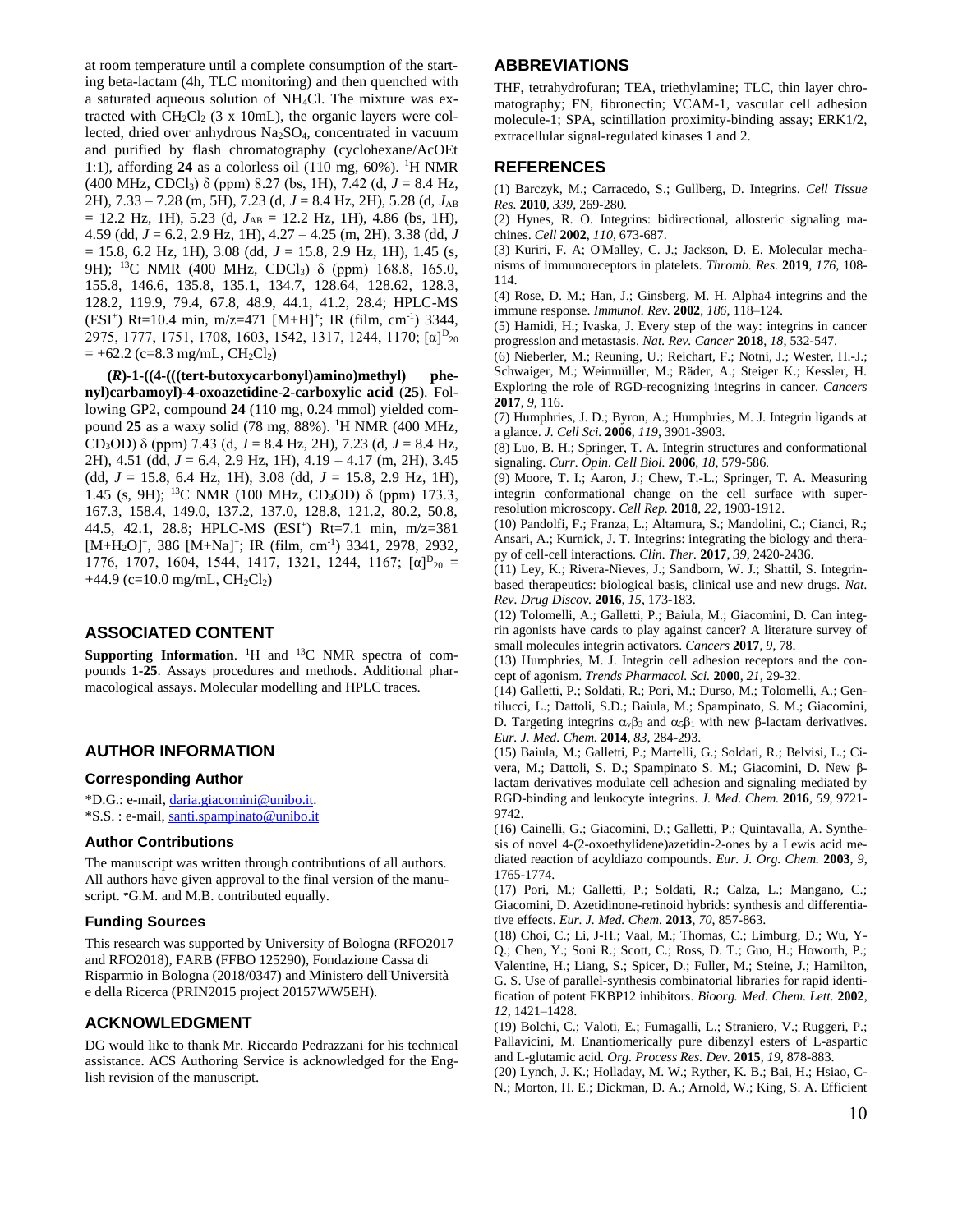at room temperature until a complete consumption of the starting beta-lactam (4h, TLC monitoring) and then quenched with a saturated aqueous solution of $NH_4Cl$. The mixture was extracted with $CH_2Cl_2$ (3 x 10mL), the organic layers were collected, dried over anhydrous $Na_2SO_4$, concentrated in vacuum and purified by flash chromatography (cyclohexane/AcOEt 1:1), affording **24** as a colorless oil (110 mg, 60%). $^1$H NMR (400 MHz, $CDCl_3$) δ (ppm) 8.27 (bs, 1H), 7.42 (d, $J$ = 8.4 Hz, 2H), 7.33 – 7.28 (m, 5H), 7.23 (d, $J$ = 8.4 Hz, 2H), 5.28 (d, $J_{AB}$ = 12.2 Hz, 1H), 5.23 (d, $J_{AB}$ = 12.2 Hz, 1H), 4.86 (bs, 1H), 4.59 (dd, $J$ = 6.2, 2.9 Hz, 1H), 4.27 – 4.25 (m, 2H), 3.38 (dd, $J$ = 15.8, 6.2 Hz, 1H), 3.08 (dd, $J$ = 15.8, 2.9 Hz, 1H), 1.45 (s, 9H); $^{13}$C NMR (400 MHz, $CDCl_3$) δ (ppm) 168.8, 165.0, 155.8, 146.6, 135.8, 135.1, 134.7, 128.64, 128.62, 128.3, 128.2, 119.9, 79.4, 67.8, 48.9, 44.1, 41.2, 28.4; HPLC-MS (ESI$^+$) Rt=10.4 min, m/z=471 [M+H]$^+$; IR (film, cm$^{-1}$) 3344, 2975, 1777, 1751, 1708, 1603, 1542, 1317, 1244, 1170; $[\alpha]^D_{20}$ = +62.2 (c=8.3 mg/mL, $CH_2Cl_2$)

**(*R*)-1-((4-(((tert-butoxycarbonyl)amino)methyl) phenyl)carbamoyl)-4-oxoazetidine-2-carboxylic acid** (**25**). Following GP2, compound **24** (110 mg, 0.24 mmol) yielded compound **25** as a waxy solid (78 mg, 88%). $^1$H NMR (400 MHz, $CD_3OD$) δ (ppm) 7.43 (d, $J$ = 8.4 Hz, 2H), 7.23 (d, $J$ = 8.4 Hz, 2H), 4.51 (dd, $J$ = 6.4, 2.9 Hz, 1H), 4.19 – 4.17 (m, 2H), 3.45 (dd, $J$ = 15.8, 6.4 Hz, 1H), 3.08 (dd, $J$ = 15.8, 2.9 Hz, 1H), 1.45 (s, 9H); $^{13}$C NMR (100 MHz, $CD_3OD$) δ (ppm) 173.3, 167.3, 158.4, 149.0, 137.2, 137.0, 128.8, 121.2, 80.2, 50.8, 44.5, 42.1, 28.8; HPLC-MS (ESI$^+$) Rt=7.1 min, m/z=381 [M+$H_2O$]$^+$, 386 [M+Na]$^+$; IR (film, cm$^{-1}$) 3341, 2978, 2932, 1776, 1707, 1604, 1544, 1417, 1321, 1244, 1167; $[\alpha]^D_{20}$ = +44.9 (c=10.0 mg/mL, $CH_2Cl_2$)

## ASSOCIATED CONTENT

**Supporting Information**. $^1$H and $^{13}$C NMR spectra of compounds **1-25**. Assays procedures and methods. Additional pharmacological assays. Molecular modelling and HPLC traces.

## AUTHOR INFORMATION

### Corresponding Author

*D.G.: e-mail, daria.giacomini@unibo.it.
*S.S. : e-mail, santi.spampinato@unibo.it

### Author Contributions

The manuscript was written through contributions of all authors. All authors have given approval to the final version of the manuscript. ≠G.M. and M.B. contributed equally.

### Funding Sources

This research was supported by University of Bologna (RFO2017 and RFO2018), FARB (FFBO 125290), Fondazione Cassa di Risparmio in Bologna (2018/0347) and Ministero dell'Università e della Ricerca (PRIN2015 project 20157WW5EH).

## ACKNOWLEDGMENT

DG would like to thank Mr. Riccardo Pedrazzani for his technical assistance. ACS Authoring Service is acknowledged for the English revision of the manuscript.

## ABBREVIATIONS

THF, tetrahydrofuran; TEA, triethylamine; TLC, thin layer chromatography; FN, fibronectin; VCAM-1, vascular cell adhesion molecule-1; SPA, scintillation proximity-binding assay; ERK1/2, extracellular signal-regulated kinases 1 and 2.

## REFERENCES

(1) Barczyk, M.; Carracedo, S.; Gullberg, D. Integrins. *Cell Tissue Res.* **2010**, *339*, 269-280.

(2) Hynes, R. O. Integrins: bidirectional, allosteric signaling machines. *Cell* **2002**, *110*, 673-687.

(3) Kuriri, F. A; O'Malley, C. J.; Jackson, D. E. Molecular mechanisms of immunoreceptors in platelets. *Thromb. Res.* **2019**, *176*, 108-114.

(4) Rose, D. M.; Han, J.; Ginsberg, M. H. Alpha4 integrins and the immune response. *Immunol. Rev.* **2002**, *186*, 118–124.

(5) Hamidi, H.; Ivaska, J. Every step of the way: integrins in cancer progression and metastasis. *Nat. Rev. Cancer* **2018**, *18*, 532-547.

(6) Nieberler, M.; Reuning, U.; Reichart, F.; Notni, J.; Wester, H.-J.; Schwaiger, M.; Weinmüller, M.; Räder, A.; Steiger K.; Kessler, H. Exploring the role of RGD-recognizing integrins in cancer. *Cancers* **2017**, *9*, 116.

(7) Humphries, J. D.; Byron, A.; Humphries, M. J. Integrin ligands at a glance. *J. Cell Sci.* **2006**, *119*, 3901-3903.

(8) Luo, B. H.; Springer, T. A. Integrin structures and conformational signaling. *Curr. Opin. Cell Biol.* **2006**, *18*, 579-586.

(9) Moore, T. I.; Aaron, J.; Chew, T.-L.; Springer, T. A. Measuring integrin conformational change on the cell surface with super-resolution microscopy. *Cell Rep.* **2018**, *22*, 1903-1912.

(10) Pandolfi, F.; Franza, L.; Altamura, S.; Mandolini, C.; Cianci, R.; Ansari, A.; Kurnick, J. T. Integrins: integrating the biology and therapy of cell-cell interactions. *Clin. Ther.* **2017**, *39*, 2420-2436.

(11) Ley, K.; Rivera-Nieves, J.; Sandborn, W. J.; Shattil, S. Integrin-based therapeutics: biological basis, clinical use and new drugs. *Nat. Rev. Drug Discov.* **2016**, *15*, 173-183.

(12) Tolomelli, A.; Galletti, P.; Baiula, M.; Giacomini, D. Can integrin agonists have cards to play against cancer? A literature survey of small molecules integrin activators. *Cancers* **2017**, *9*, 78.

(13) Humphries, M. J. Integrin cell adhesion receptors and the concept of agonism. *Trends Pharmacol. Sci.* **2000**, *21*, 29-32.

(14) Galletti, P.; Soldati, R.; Pori, M.; Durso, M.; Tolomelli, A.; Gentilucci, L.; Dattoli, S.D.; Baiula, M.; Spampinato, S. M.; Giacomini, D. Targeting integrins $\alpha_v\beta_3$ and $\alpha_5\beta_1$ with new β-lactam derivatives. *Eur. J. Med. Chem.* **2014**, *83*, 284-293.

(15) Baiula, M.; Galletti, P.; Martelli, G.; Soldati, R.; Belvisi, L.; Civera, M.; Dattoli, S. D.; Spampinato S. M.; Giacomini, D. New β-lactam derivatives modulate cell adhesion and signaling mediated by RGD-binding and leukocyte integrins. *J. Med. Chem.* **2016**, *59*, 9721-9742.

(16) Cainelli, G.; Giacomini, D.; Galletti, P.; Quintavalla, A. Synthesis of novel 4-(2-oxoethylidene)azetidin-2-ones by a Lewis acid mediated reaction of acyldiazo compounds. *Eur. J. Org. Chem.* **2003**, *9*, 1765-1774.

(17) Pori, M.; Galletti, P.; Soldati, R.; Calza, L.; Mangano, C.; Giacomini, D. Azetidinone-retinoid hybrids: synthesis and differentiative effects. *Eur. J. Med. Chem.* **2013**, *70*, 857-863.

(18) Choi, C.; Li, J-H.; Vaal, M.; Thomas, C.; Limburg, D.; Wu, Y-Q.; Chen, Y.; Soni R.; Scott, C.; Ross, D. T.; Guo, H.; Howorth, P.; Valentine, H.; Liang, S.; Spicer, D.; Fuller, M.; Steine, J.; Hamilton, G. S. Use of parallel-synthesis combinatorial libraries for rapid identification of potent FKBP12 inhibitors. *Bioorg. Med. Chem. Lett.* **2002**, *12*, 1421–1428.

(19) Bolchi, C.; Valoti, E.; Fumagalli, L.; Straniero, V.; Ruggeri, P.; Pallavicini, M. Enantiomerically pure dibenzyl esters of L-aspartic and L-glutamic acid. *Org. Process Res. Dev.* **2015**, *19*, 878-883.

(20) Lynch, J. K.; Holladay, M. W.; Ryther, K. B.; Bai, H.; Hsiao, C-N.; Morton, H. E.; Dickman, D. A.; Arnold, W.; King, S. A. Efficient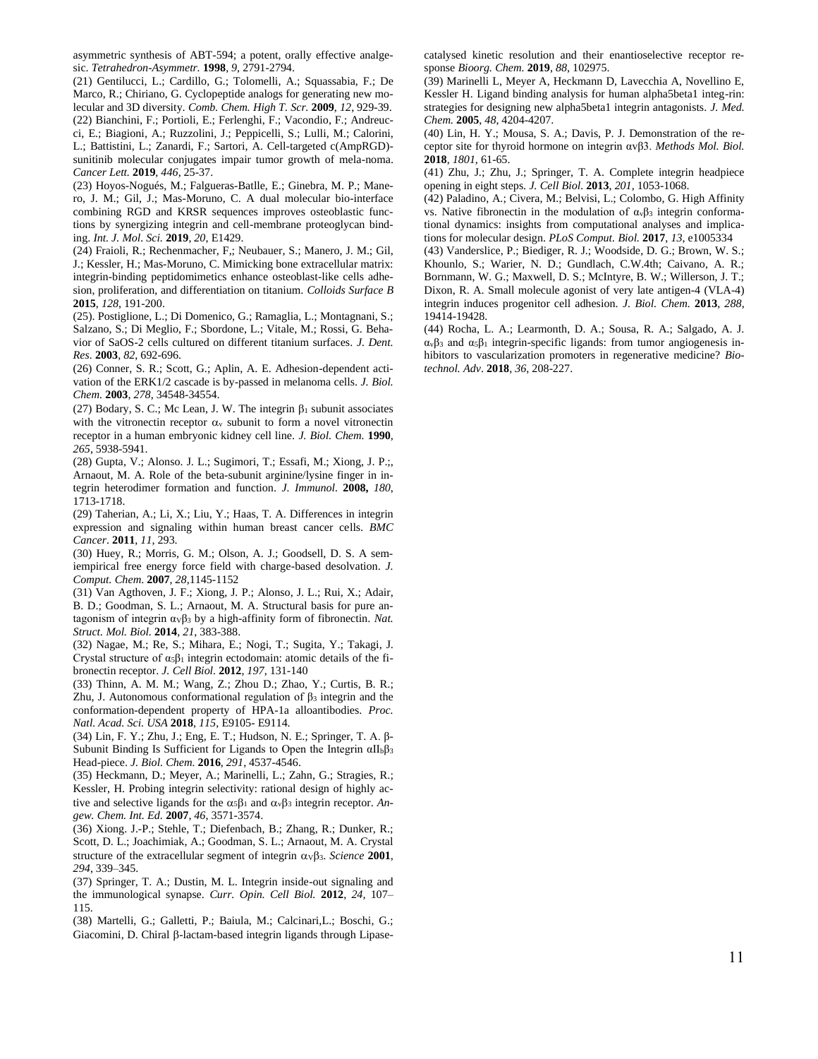asymmetric synthesis of ABT-594; a potent, orally effective analgesic. *Tetrahedron-Asymmetr.* **1998**, *9*, 2791-2794.

(21) Gentilucci, L.; Cardillo, G.; Tolomelli, A.; Squassabia, F.; De Marco, R.; Chiriano, G. Cyclopeptide analogs for generating new molecular and 3D diversity. *Comb. Chem. High T. Scr.* **2009**, *12*, 929-39.

(22) Bianchini, F.; Portioli, E.; Ferlenghi, F.; Vacondio, F.; Andreucci, E.; Biagioni, A.; Ruzzolini, J.; Peppicelli, S.; Lulli, M.; Calorini, L.; Battistini, L.; Zanardi, F.; Sartori, A. Cell-targeted c(AmpRGD)-sunitinib molecular conjugates impair tumor growth of mela-noma. *Cancer Lett.* **2019**, *446*, 25-37.

(23) Hoyos-Nogués, M.; Falgueras-Batlle, E.; Ginebra, M. P.; Manero, J. M.; Gil, J.; Mas-Moruno, C. A dual molecular bio-interface combining RGD and KRSR sequences improves osteoblastic functions by synergizing integrin and cell-membrane proteoglycan binding. *Int. J. Mol. Sci.* **2019**, *20*, E1429.

(24) Fraioli, R.; Rechenmacher, F,; Neubauer, S.; Manero, J. M.; Gil, J.; Kessler, H.; Mas-Moruno, C. Mimicking bone extracellular matrix: integrin-binding peptidomimetics enhance osteoblast-like cells adhesion, proliferation, and differentiation on titanium. *Colloids Surface B* **2015**, *128*, 191-200.

(25). Postiglione, L.; Di Domenico, G.; Ramaglia, L.; Montagnani, S.; Salzano, S.; Di Meglio, F.; Sbordone, L.; Vitale, M.; Rossi, G. Behavior of SaOS-2 cells cultured on different titanium surfaces. *J. Dent. Res*. **2003**, *82*, 692-696.

(26) Conner, S. R.; Scott, G.; Aplin, A. E. Adhesion-dependent activation of the ERK1/2 cascade is by-passed in melanoma cells. *J. Biol. Chem.* **2003**, *278*, 34548-34554.

(27) Bodary, S. C.; Mc Lean, J. W. The integrin $\beta_1$ subunit associates with the vitronectin receptor $\alpha_v$ subunit to form a novel vitronectin receptor in a human embryonic kidney cell line. *J. Biol. Chem.* **1990**, *265*, 5938-5941.

(28) Gupta, V.; Alonso. J. L.; Sugimori, T.; Essafi, M.; Xiong, J. P.;, Arnaout, M. A. Role of the beta-subunit arginine/lysine finger in integrin heterodimer formation and function. *J. Immunol*. **2008,** *180*, 1713-1718.

(29) Taherian, A.; Li, X.; Liu, Y.; Haas, T. A. Differences in integrin expression and signaling within human breast cancer cells. *BMC Cancer*. **2011**, *11*, 293.

(30) Huey, R.; Morris, G. M.; Olson, A. J.; Goodsell, D. S. A semiempirical free energy force field with charge-based desolvation. *J. Comput. Chem.* **2007**, *28*,1145-1152

(31) Van Agthoven, J. F.; Xiong, J. P.; Alonso, J. L.; Rui, X.; Adair, B. D.; Goodman, S. L.; Arnaout, M. A. Structural basis for pure antagonism of integrin $\alpha_V\beta_3$ by a high-affinity form of fibronectin. *Nat. Struct. Mol. Biol.* **2014**, *21*, 383-388.

(32) Nagae, M.; Re, S.; Mihara, E.; Nogi, T.; Sugita, Y.; Takagi, J. Crystal structure of $\alpha_5\beta_1$ integrin ectodomain: atomic details of the fibronectin receptor. *J. Cell Biol.* **2012**, *197*, 131-140

(33) Thinn, A. M. M.; Wang, Z.; Zhou D.; Zhao, Y.; Curtis, B. R.; Zhu, J. Autonomous conformational regulation of $\beta_3$ integrin and the conformation-dependent property of HPA-1a alloantibodies. *Proc. Natl. Acad. Sci. USA* **2018**, *115*, E9105- E9114.

(34) Lin, F. Y.; Zhu, J.; Eng, E. T.; Hudson, N. E.; Springer, T. A. β-Subunit Binding Is Sufficient for Ligands to Open the Integrin $\alpha II_b\beta_3$ Head-piece. *J. Biol. Chem.* **2016**, *291*, 4537-4546.

(35) Heckmann, D.; Meyer, A.; Marinelli, L.; Zahn, G.; Stragies, R.; Kessler, H. Probing integrin selectivity: rational design of highly active and selective ligands for the $\alpha_5\beta_1$ and $\alpha_v\beta_3$ integrin receptor. *Angew. Chem. Int. Ed.* **2007**, *46*, 3571-3574.

(36) Xiong. J.-P.; Stehle, T.; Diefenbach, B.; Zhang, R.; Dunker, R.; Scott, D. L.; Joachimiak, A.; Goodman, S. L.; Arnaout, M. A. Crystal structure of the extracellular segment of integrin $\alpha_V\beta_3$. *Science* **2001**, *294*, 339–345.

(37) Springer, T. A.; Dustin, M. L. Integrin inside-out signaling and the immunological synapse. *Curr. Opin. Cell Biol.* **2012**, *24*, 107–115.

(38) Martelli, G.; Galletti, P.; Baiula, M.; Calcinari,L.; Boschi, G.; Giacomini, D. Chiral β-lactam-based integrin ligands through Lipase-catalysed kinetic resolution and their enantioselective receptor response *Bioorg. Chem*. **2019**, *88*, 102975.

(39) Marinelli L, Meyer A, Heckmann D, Lavecchia A, Novellino E, Kessler H. Ligand binding analysis for human alpha5beta1 integ-rin: strategies for designing new alpha5beta1 integrin antagonists. *J. Med. Chem.* **2005**, *48*, 4204-4207.

(40) Lin, H. Y.; Mousa, S. A.; Davis, P. J. Demonstration of the receptor site for thyroid hormone on integrin αvβ3. *Methods Mol. Biol.* **2018**, *1801*, 61-65.

(41) Zhu, J.; Zhu, J.; Springer, T. A. Complete integrin headpiece opening in eight steps. *J. Cell Biol*. **2013**, *201*, 1053-1068.

(42) Paladino, A.; Civera, M.; Belvisi, L.; Colombo, G. High Affinity vs. Native fibronectin in the modulation of $\alpha_v\beta_3$ integrin conformational dynamics: insights from computational analyses and implications for molecular design. *PLoS Comput. Biol.* **2017**, *13*, e1005334

(43) Vanderslice, P.; Biediger, R. J.; Woodside, D. G.; Brown, W. S.; Khounlo, S.; Warier, N. D.; Gundlach, C.W.4th; Caivano, A. R.; Bornmann, W. G.; Maxwell, D. S.; McIntyre, B. W.; Willerson, J. T.; Dixon, R. A. Small molecule agonist of very late antigen-4 (VLA-4) integrin induces progenitor cell adhesion. *J. Biol. Chem.* **2013**, *288*, 19414-19428.

(44) Rocha, L. A.; Learmonth, D. A.; Sousa, R. A.; Salgado, A. J. $\alpha_v\beta_3$ and $\alpha_5\beta_1$ integrin-specific ligands: from tumor angiogenesis inhibitors to vascularization promoters in regenerative medicine? *Biotechnol. Adv*. **2018**, *36*, 208-227.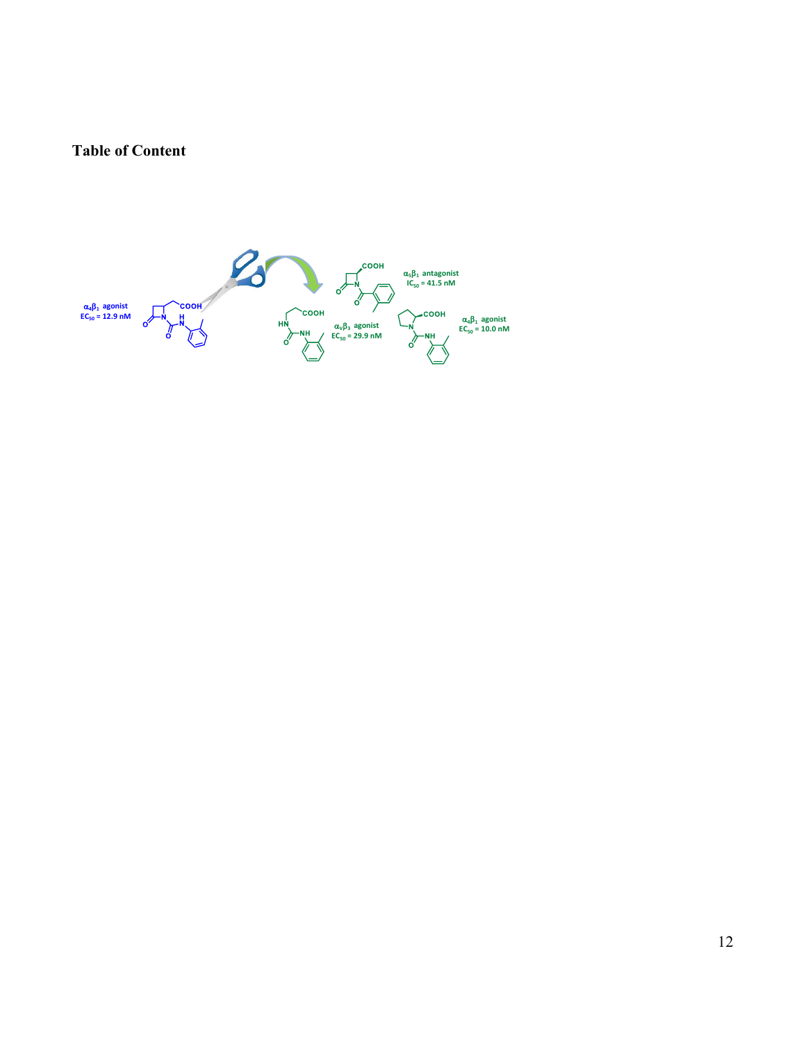# Table of Content

$\alpha_4\beta_1$ agonist
$EC_{50}$ = 12.9 nM

COOH

$\alpha_5\beta_1$ antagonist
$IC_{50}$ = 41.5 nM

COOH

$\alpha_V\beta_3$ agonist
$EC_{50}$ = 29.9 nM

COOH

$\alpha_4\beta_1$ agonist
$EC_{50}$ = 10.0 nM